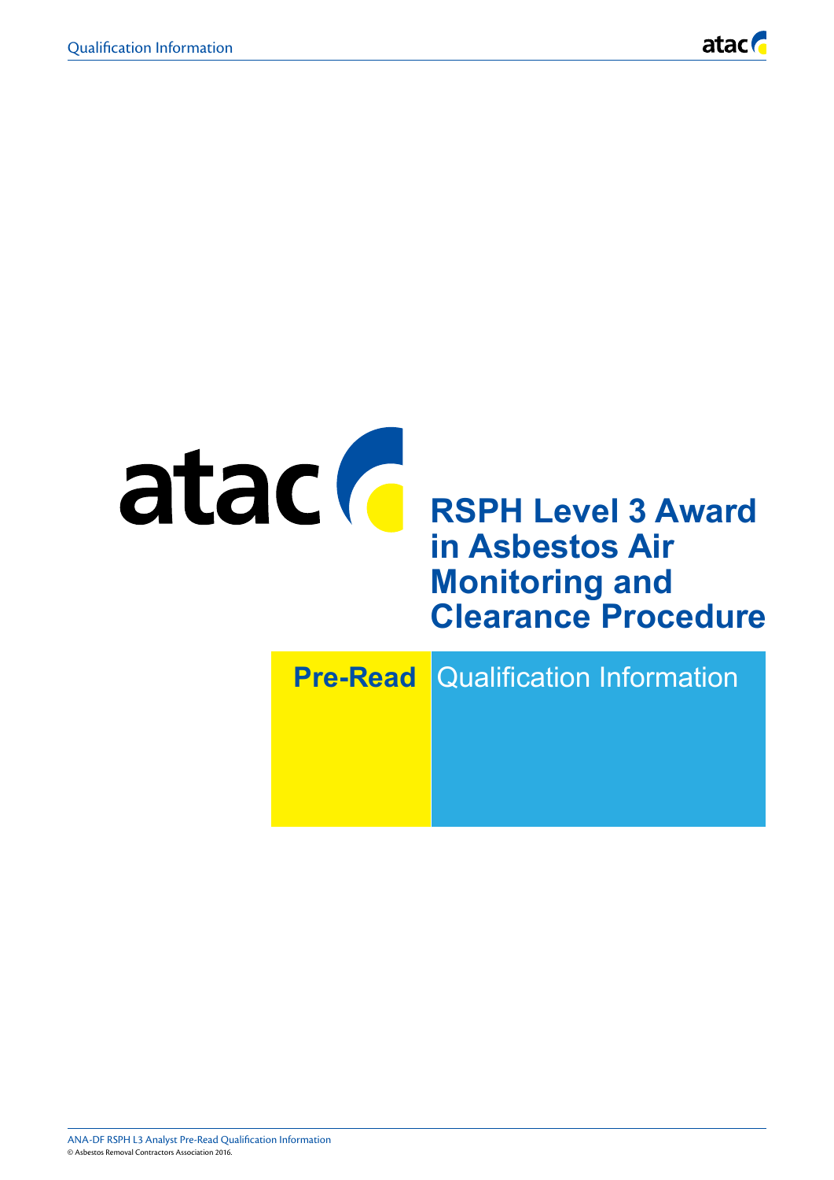# RSPH Level 3 Award in Asbestos Air Monitoring and Clearance Procedure

**Pre-Read** Qualification Information

ANA-DF RSPH L3 Analyst Pre-Read Qualification Information

© Asbestos Removal Contractors Association 2016.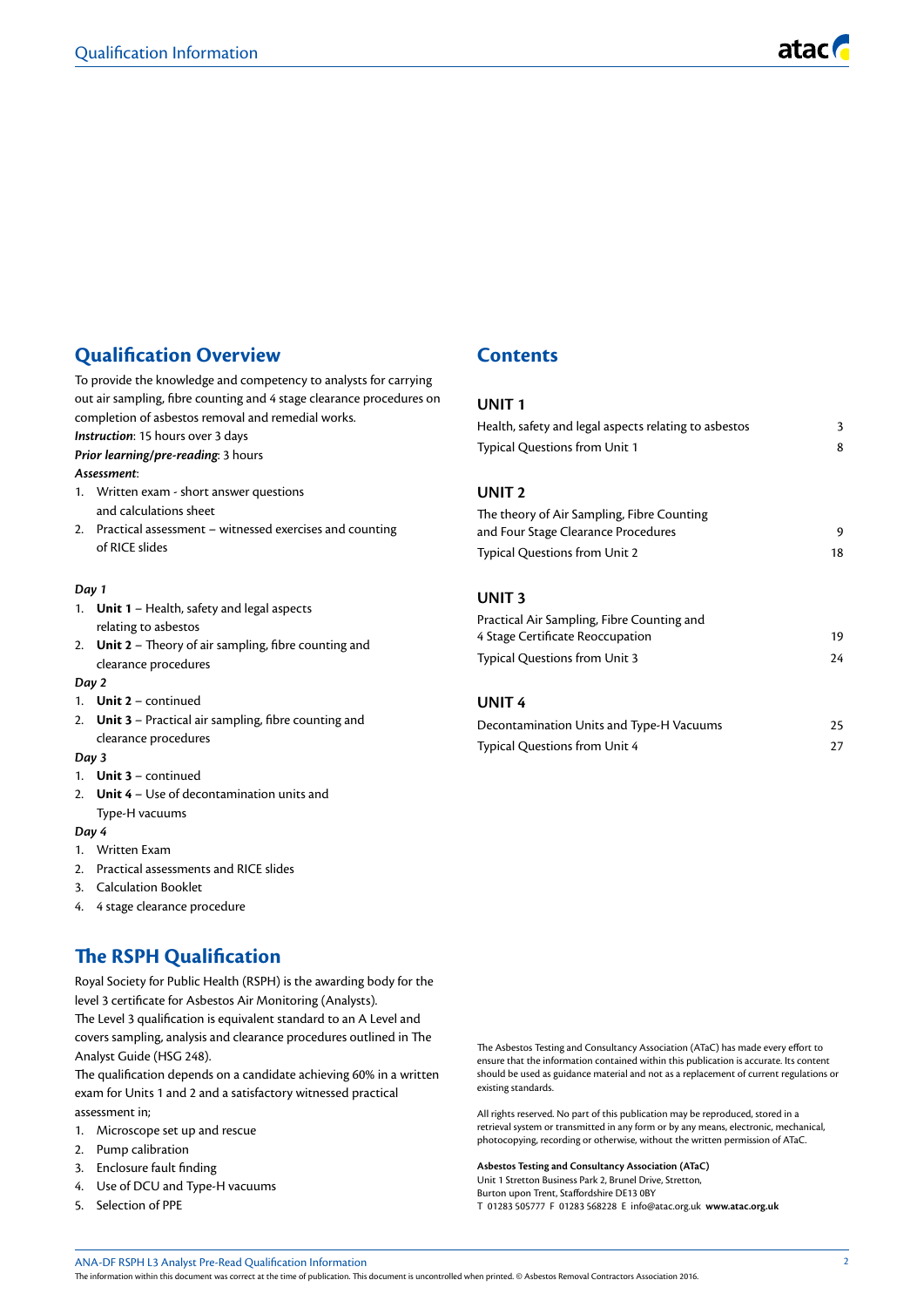## Qualification Overview

To provide the knowledge and competency to analysts for carrying out air sampling, fibre counting and 4 stage clearance procedures on completion of asbestos removal and remedial works.

***Instruction***: 15 hours over 3 days

***Prior learning/pre-reading***: 3 hours

***Assessment***:

1. Written exam - short answer questions and calculations sheet
2. Practical assessment – witnessed exercises and counting of RICE slides

*Day 1*

1. **Unit 1** – Health, safety and legal aspects relating to asbestos
2. **Unit 2** – Theory of air sampling, fibre counting and clearance procedures

*Day 2*

1. **Unit 2** – continued
2. **Unit 3** – Practical air sampling, fibre counting and clearance procedures

*Day 3*

1. **Unit 3** – continued
2. **Unit 4** – Use of decontamination units and Type-H vacuums

*Day 4*

1. Written Exam
2. Practical assessments and RICE slides
3. Calculation Booklet
4. 4 stage clearance procedure

## The RSPH Qualification

Royal Society for Public Health (RSPH) is the awarding body for the level 3 certificate for Asbestos Air Monitoring (Analysts).

The Level 3 qualification is equivalent standard to an A Level and covers sampling, analysis and clearance procedures outlined in The Analyst Guide (HSG 248).

The qualification depends on a candidate achieving 60% in a written exam for Units 1 and 2 and a satisfactory witnessed practical assessment in;

1. Microscope set up and rescue
2. Pump calibration
3. Enclosure fault finding
4. Use of DCU and Type-H vacuums
5. Selection of PPE

## Contents

**UNIT 1**

| | |
|---|---|
| Health, safety and legal aspects relating to asbestos | 3 |
| Typical Questions from Unit 1 | 8 |

**UNIT 2**

| | |
|---|---|
| The theory of Air Sampling, Fibre Counting and Four Stage Clearance Procedures | 9 |
| Typical Questions from Unit 2 | 18 |

**UNIT 3**

| | |
|---|---|
| Practical Air Sampling, Fibre Counting and 4 Stage Certificate Reoccupation | 19 |
| Typical Questions from Unit 3 | 24 |

**UNIT 4**

| | |
|---|---|
| Decontamination Units and Type-H Vacuums | 25 |
| Typical Questions from Unit 4 | 27 |

The Asbestos Testing and Consultancy Association (ATaC) has made every effort to ensure that the information contained within this publication is accurate. Its content should be used as guidance material and not as a replacement of current regulations or existing standards.

All rights reserved. No part of this publication may be reproduced, stored in a retrieval system or transmitted in any form or by any means, electronic, mechanical, photocopying, recording or otherwise, without the written permission of ATaC.

**Asbestos Testing and Consultancy Association (ATaC)**
Unit 1 Stretton Business Park 2, Brunel Drive, Stretton,
Burton upon Trent, Staffordshire DE13 0BY
T 01283 505777 F 01283 568228 E info@atac.org.uk **www.atac.org.uk**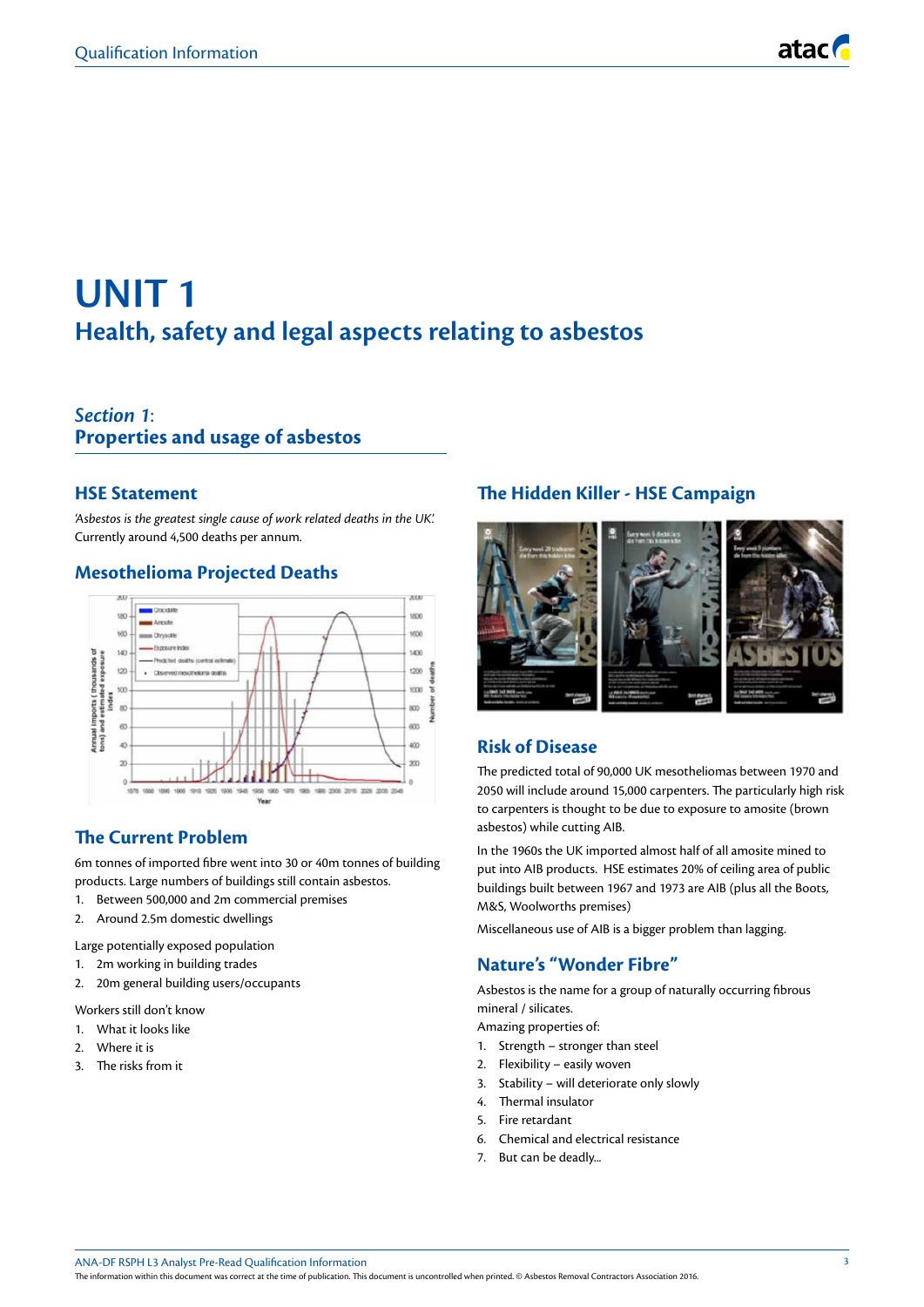# UNIT 1

## Health, safety and legal aspects relating to asbestos

### *Section 1*: Properties and usage of asbestos

### HSE Statement

*'Asbestos is the greatest single cause of work related deaths in the UK'.*
Currently around 4,500 deaths per annum.

### Mesothelioma Projected Deaths

### The Current Problem

6m tonnes of imported fibre went into 30 or 40m tonnes of building products. Large numbers of buildings still contain asbestos.

1. Between 500,000 and 2m commercial premises
2. Around 2.5m domestic dwellings

Large potentially exposed population

1. 2m working in building trades
2. 20m general building users/occupants

Workers still don't know

1. What it looks like
2. Where it is
3. The risks from it

### The Hidden Killer - HSE Campaign

### Risk of Disease

The predicted total of 90,000 UK mesotheliomas between 1970 and 2050 will include around 15,000 carpenters. The particularly high risk to carpenters is thought to be due to exposure to amosite (brown asbestos) while cutting AIB.

In the 1960s the UK imported almost half of all amosite mined to put into AIB products. HSE estimates 20% of ceiling area of public buildings built between 1967 and 1973 are AIB (plus all the Boots, M&S, Woolworths premises)

Miscellaneous use of AIB is a bigger problem than lagging.

### Nature's "Wonder Fibre"

Asbestos is the name for a group of naturally occurring fibrous mineral / silicates.
Amazing properties of:

1. Strength – stronger than steel
2. Flexibility – easily woven
3. Stability – will deteriorate only slowly
4. Thermal insulator
5. Fire retardant
6. Chemical and electrical resistance
7. But can be deadly...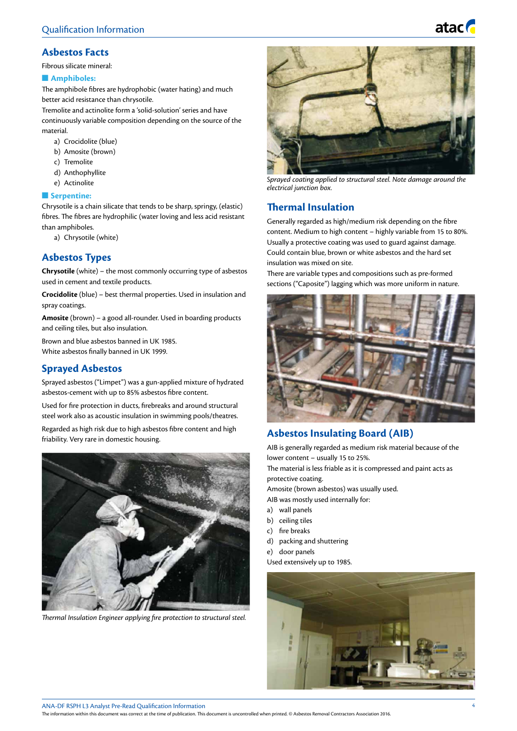## Asbestos Facts

Fibrous silicate mineral:

### Amphiboles:

The amphibole fibres are hydrophobic (water hating) and much better acid resistance than chrysotile.

Tremolite and actinolite form a 'solid-solution' series and have continuously variable composition depending on the source of the material.

a) Crocidolite (blue)
b) Amosite (brown)
c) Tremolite
d) Anthophyllite
e) Actinolite

### Serpentine:

Chrysotile is a chain silicate that tends to be sharp, springy, (elastic) fibres. The fibres are hydrophilic (water loving and less acid resistant than amphiboles.

a) Chrysotile (white)

## Asbestos Types

**Chrysotile** (white) – the most commonly occurring type of asbestos used in cement and textile products.

**Crocidolite** (blue) – best thermal properties. Used in insulation and spray coatings.

**Amosite** (brown) – a good all-rounder. Used in boarding products and ceiling tiles, but also insulation.

Brown and blue asbestos banned in UK 1985.
White asbestos finally banned in UK 1999.

## Sprayed Asbestos

Sprayed asbestos ("Limpet") was a gun-applied mixture of hydrated asbestos-cement with up to 85% asbestos fibre content.

Used for fire protection in ducts, firebreaks and around structural steel work also as acoustic insulation in swimming pools/theatres.

Regarded as high risk due to high asbestos fibre content and high friability. Very rare in domestic housing.

*Thermal Insulation Engineer applying fire protection to structural steel.*

*Sprayed coating applied to structural steel. Note damage around the electrical junction box.*

## Thermal Insulation

Generally regarded as high/medium risk depending on the fibre content. Medium to high content – highly variable from 15 to 80%. Usually a protective coating was used to guard against damage. Could contain blue, brown or white asbestos and the hard set insulation was mixed on site.

There are variable types and compositions such as pre-formed sections ("Caposite") lagging which was more uniform in nature.

## Asbestos Insulating Board (AIB)

AIB is generally regarded as medium risk material because of the lower content – usually 15 to 25%.

The material is less friable as it is compressed and paint acts as protective coating.

Amosite (brown asbestos) was usually used.

AIB was mostly used internally for:

a) wall panels
b) ceiling tiles
c) fire breaks
d) packing and shuttering
e) door panels

Used extensively up to 1985.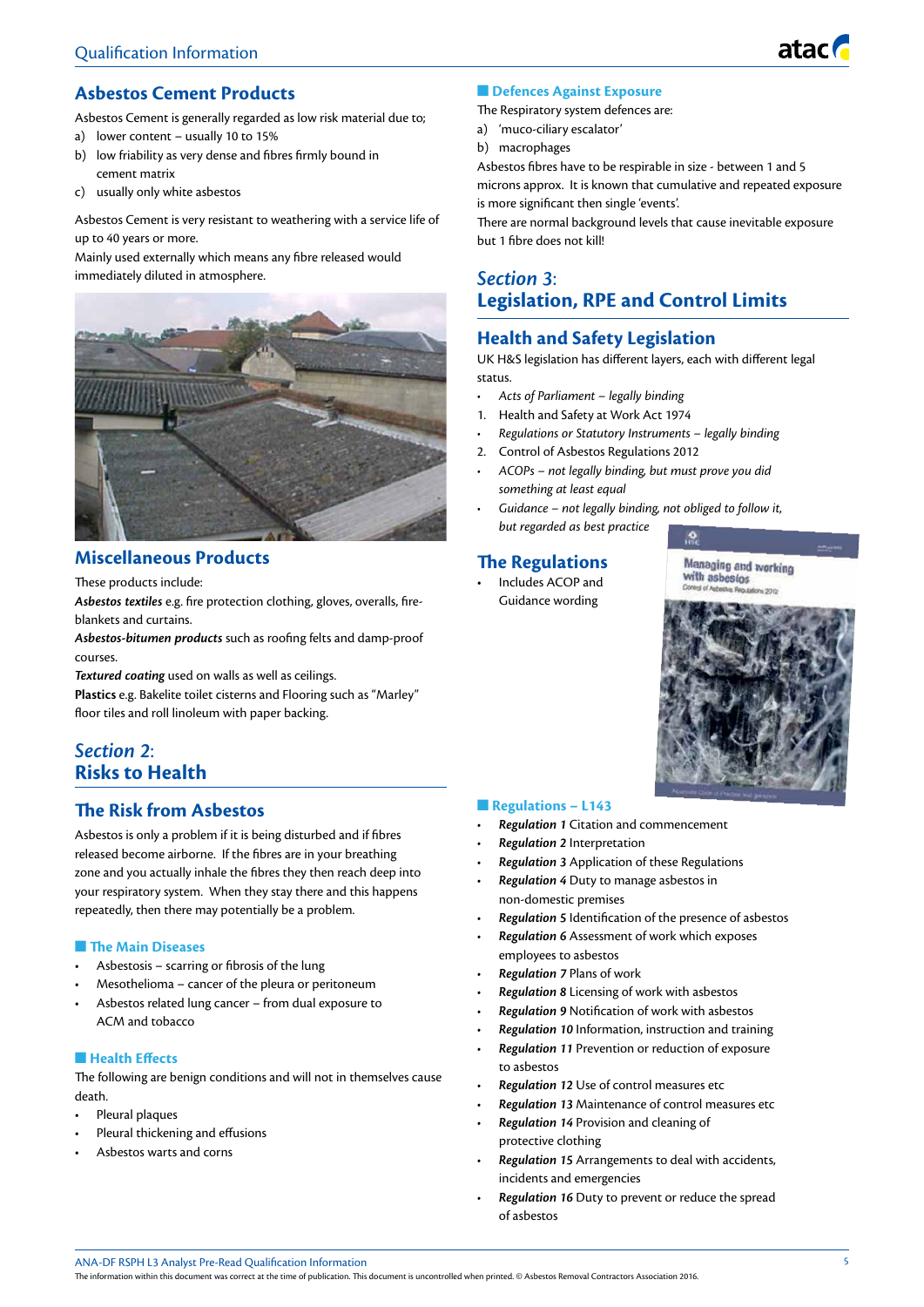## Asbestos Cement Products

Asbestos Cement is generally regarded as low risk material due to;

a) lower content – usually 10 to 15%
b) low friability as very dense and fibres firmly bound in cement matrix
c) usually only white asbestos

Asbestos Cement is very resistant to weathering with a service life of up to 40 years or more.
Mainly used externally which means any fibre released would immediately diluted in atmosphere.

## Miscellaneous Products

These products include:

***Asbestos textiles*** e.g. fire protection clothing, gloves, overalls, fire-blankets and curtains.

***Asbestos-bitumen products*** such as roofing felts and damp-proof courses.

***Textured coating*** used on walls as well as ceilings.

**Plastics** e.g. Bakelite toilet cisterns and Flooring such as "Marley" floor tiles and roll linoleum with paper backing.

# *Section 2*: Risks to Health

## The Risk from Asbestos

Asbestos is only a problem if it is being disturbed and if fibres released become airborne. If the fibres are in your breathing zone and you actually inhale the fibres they then reach deep into your respiratory system. When they stay there and this happens repeatedly, then there may potentially be a problem.

### The Main Diseases

- Asbestosis – scarring or fibrosis of the lung
- Mesothelioma – cancer of the pleura or peritoneum
- Asbestos related lung cancer – from dual exposure to ACM and tobacco

### Health Effects

The following are benign conditions and will not in themselves cause death.

- Pleural plaques
- Pleural thickening and effusions
- Asbestos warts and corns

### Defences Against Exposure

The Respiratory system defences are:

a) 'muco-ciliary escalator'
b) macrophages

Asbestos fibres have to be respirable in size - between 1 and 5 microns approx. It is known that cumulative and repeated exposure is more significant then single 'events'.

There are normal background levels that cause inevitable exposure but 1 fibre does not kill!

# *Section 3*: Legislation, RPE and Control Limits

## Health and Safety Legislation

UK H&S legislation has different layers, each with different legal status.

- *Acts of Parliament – legally binding*
1. Health and Safety at Work Act 1974
- *Regulations or Statutory Instruments – legally binding*
2. Control of Asbestos Regulations 2012
- *ACOPs – not legally binding, but must prove you did something at least equal*
- *Guidance – not legally binding, not obliged to follow it, but regarded as best practice*

## The Regulations

- Includes ACOP and Guidance wording

### Regulations – L143

- ***Regulation 1*** Citation and commencement
- ***Regulation 2*** Interpretation
- ***Regulation 3*** Application of these Regulations
- ***Regulation 4*** Duty to manage asbestos in non-domestic premises
- ***Regulation 5*** Identification of the presence of asbestos
- ***Regulation 6*** Assessment of work which exposes employees to asbestos
- ***Regulation 7*** Plans of work
- ***Regulation 8*** Licensing of work with asbestos
- ***Regulation 9*** Notification of work with asbestos
- ***Regulation 10*** Information, instruction and training
- ***Regulation 11*** Prevention or reduction of exposure to asbestos
- ***Regulation 12*** Use of control measures etc
- ***Regulation 13*** Maintenance of control measures etc
- ***Regulation 14*** Provision and cleaning of protective clothing
- ***Regulation 15*** Arrangements to deal with accidents, incidents and emergencies
- ***Regulation 16*** Duty to prevent or reduce the spread of asbestos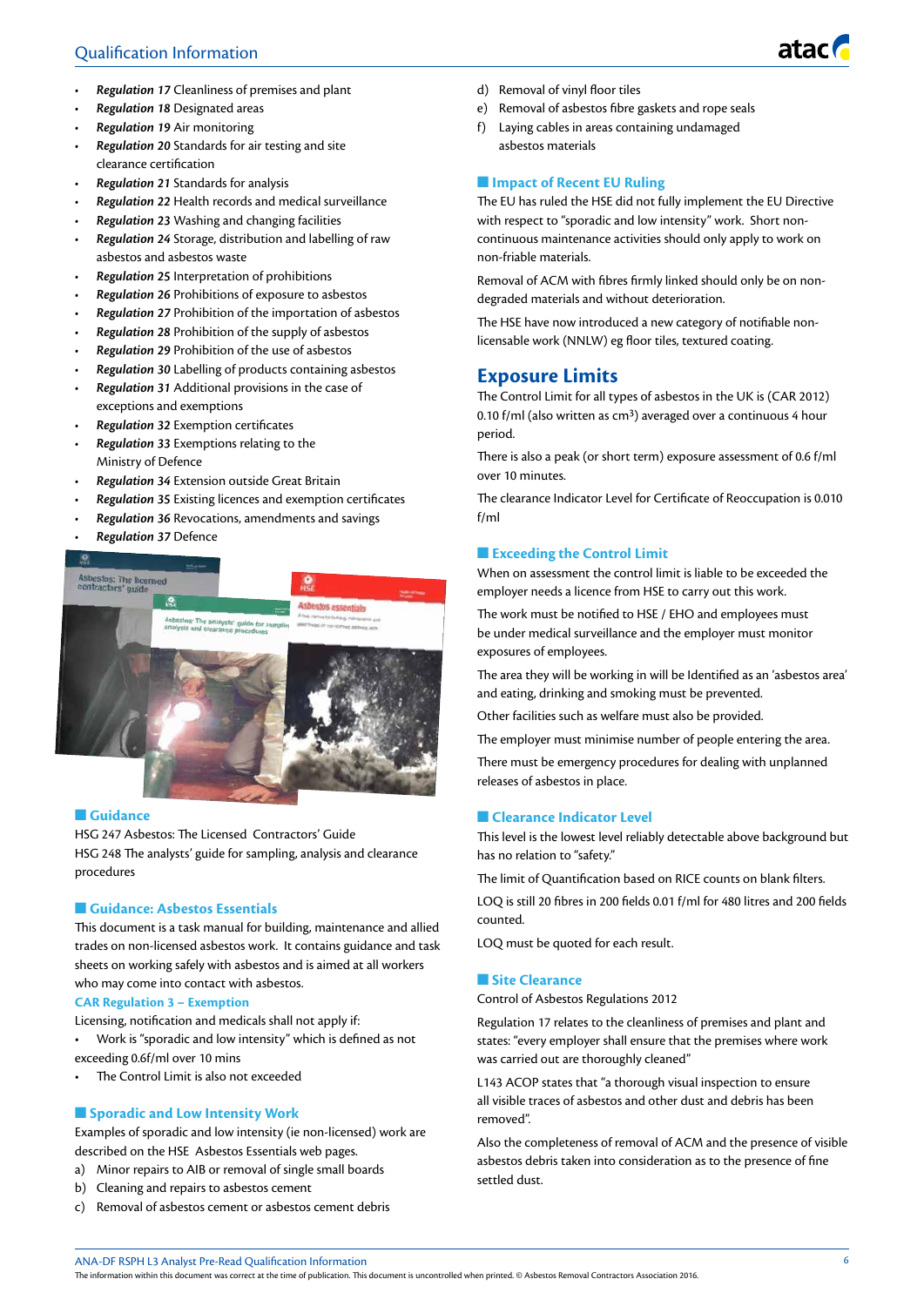- *Regulation 17* Cleanliness of premises and plant
- *Regulation 18* Designated areas
- *Regulation 19* Air monitoring
- *Regulation 20* Standards for air testing and site clearance certification
- *Regulation 21* Standards for analysis
- *Regulation 22* Health records and medical surveillance
- *Regulation 23* Washing and changing facilities
- *Regulation 24* Storage, distribution and labelling of raw asbestos and asbestos waste
- *Regulation 25* Interpretation of prohibitions
- *Regulation 26* Prohibitions of exposure to asbestos
- *Regulation 27* Prohibition of the importation of asbestos
- *Regulation 28* Prohibition of the supply of asbestos
- *Regulation 29* Prohibition of the use of asbestos
- *Regulation 30* Labelling of products containing asbestos
- *Regulation 31* Additional provisions in the case of exceptions and exemptions
- *Regulation 32* Exemption certificates
- *Regulation 33* Exemptions relating to the Ministry of Defence
- *Regulation 34* Extension outside Great Britain
- *Regulation 35* Existing licences and exemption certificates
- *Regulation 36* Revocations, amendments and savings
- *Regulation 37* Defence

### Guidance

HSG 247 Asbestos: The Licensed Contractors' Guide

HSG 248 The analysts' guide for sampling, analysis and clearance procedures

### Guidance: Asbestos Essentials

This document is a task manual for building, maintenance and allied trades on non-licensed asbestos work. It contains guidance and task sheets on working safely with asbestos and is aimed at all workers who may come into contact with asbestos.

#### CAR Regulation 3 – Exemption

Licensing, notification and medicals shall not apply if:

- Work is "sporadic and low intensity" which is defined as not exceeding 0.6f/ml over 10 mins
- The Control Limit is also not exceeded

### Sporadic and Low Intensity Work

Examples of sporadic and low intensity (ie non-licensed) work are described on the HSE Asbestos Essentials web pages.

a) Minor repairs to AIB or removal of single small boards
b) Cleaning and repairs to asbestos cement
c) Removal of asbestos cement or asbestos cement debris
d) Removal of vinyl floor tiles
e) Removal of asbestos fibre gaskets and rope seals
f) Laying cables in areas containing undamaged asbestos materials

### Impact of Recent EU Ruling

The EU has ruled the HSE did not fully implement the EU Directive with respect to "sporadic and low intensity" work. Short non-continuous maintenance activities should only apply to work on non-friable materials.

Removal of ACM with fibres firmly linked should only be on non-degraded materials and without deterioration.

The HSE have now introduced a new category of notifiable non-licensable work (NNLW) eg floor tiles, textured coating.

## Exposure Limits

The Control Limit for all types of asbestos in the UK is (CAR 2012) 0.10 f/ml (also written as $cm^3$) averaged over a continuous 4 hour period.

There is also a peak (or short term) exposure assessment of 0.6 f/ml over 10 minutes.

The clearance Indicator Level for Certificate of Reoccupation is 0.010 f/ml

### Exceeding the Control Limit

When on assessment the control limit is liable to be exceeded the employer needs a licence from HSE to carry out this work.

The work must be notified to HSE / EHO and employees must be under medical surveillance and the employer must monitor exposures of employees.

The area they will be working in will be Identified as an 'asbestos area' and eating, drinking and smoking must be prevented.

Other facilities such as welfare must also be provided.

The employer must minimise number of people entering the area.

There must be emergency procedures for dealing with unplanned releases of asbestos in place.

### Clearance Indicator Level

This level is the lowest level reliably detectable above background but has no relation to "safety."

The limit of Quantification based on RICE counts on blank filters.

LOQ is still 20 fibres in 200 fields 0.01 f/ml for 480 litres and 200 fields counted.

LOQ must be quoted for each result.

### Site Clearance

Control of Asbestos Regulations 2012

Regulation 17 relates to the cleanliness of premises and plant and states: "every employer shall ensure that the premises where work was carried out are thoroughly cleaned"

L143 ACOP states that "a thorough visual inspection to ensure all visible traces of asbestos and other dust and debris has been removed".

Also the completeness of removal of ACM and the presence of visible asbestos debris taken into consideration as to the presence of fine settled dust.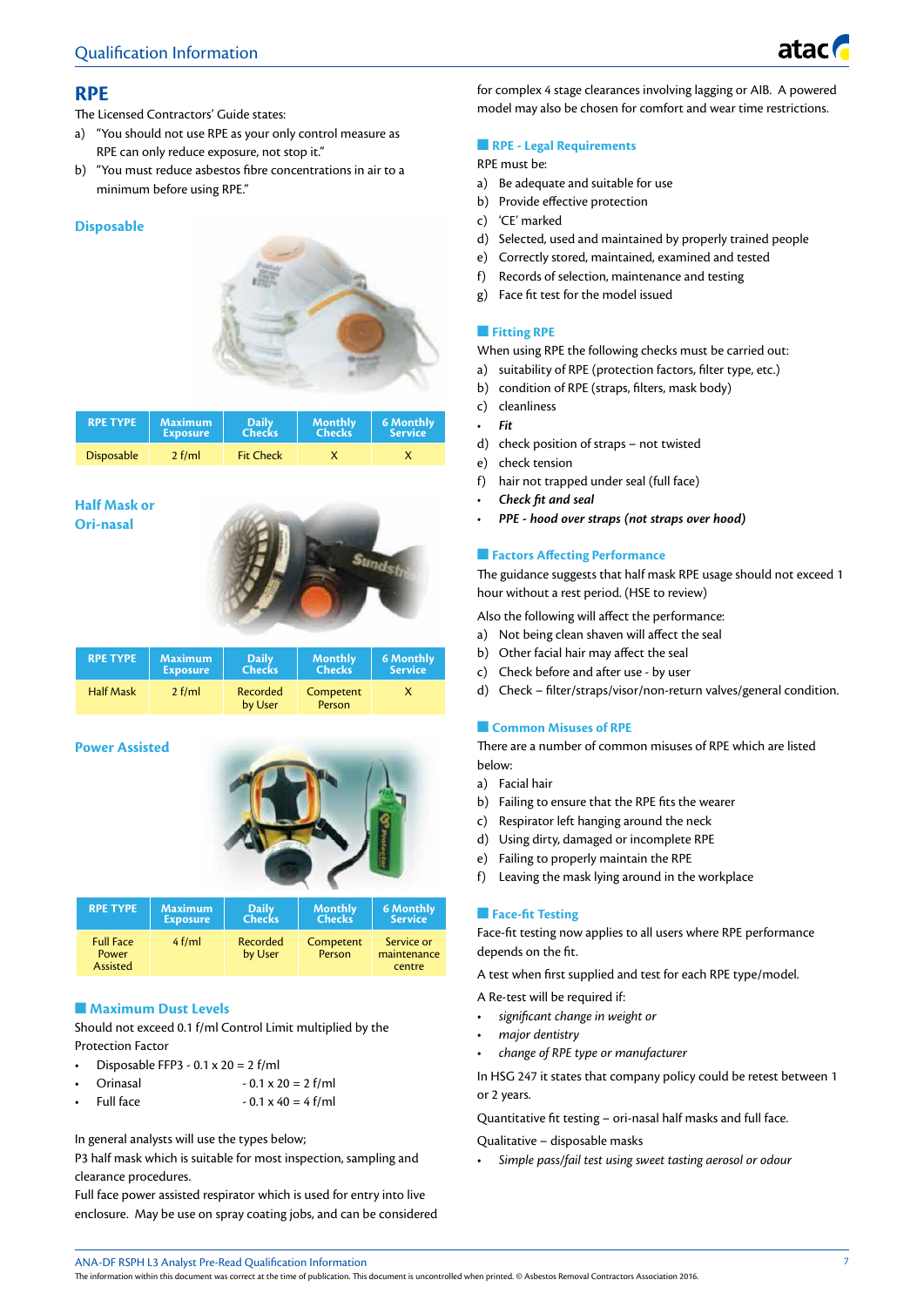# RPE

The Licensed Contractors' Guide states:

a) "You should not use RPE as your only control measure as RPE can only reduce exposure, not stop it."
b) "You must reduce asbestos fibre concentrations in air to a minimum before using RPE."

### Disposable

| RPE TYPE | Maximum Exposure | Daily Checks | Monthly Checks | 6 Monthly Service |
|---|---|---|---|---|
| Disposable | 2 f/ml | Fit Check | X | X |

### Half Mask or Ori-nasal

| RPE TYPE | Maximum Exposure | Daily Checks | Monthly Checks | 6 Monthly Service |
|---|---|---|---|---|
| Half Mask | 2 f/ml | Recorded by User | Competent Person | X |

### Power Assisted

| RPE TYPE | Maximum Exposure | Daily Checks | Monthly Checks | 6 Monthly Service |
|---|---|---|---|---|
| Full Face Power Assisted | 4 f/ml | Recorded by User | Competent Person | Service or maintenance centre |

## Maximum Dust Levels

Should not exceed 0.1 f/ml Control Limit multiplied by the Protection Factor

- Disposable FFP3 - 0.1 x 20 = 2 f/ml
- Orinasal - 0.1 x 20 = 2 f/ml
- Full face - 0.1 x 40 = 4 f/ml

In general analysts will use the types below;

P3 half mask which is suitable for most inspection, sampling and clearance procedures.

Full face power assisted respirator which is used for entry into live enclosure. May be use on spray coating jobs, and can be considered for complex 4 stage clearances involving lagging or AIB. A powered model may also be chosen for comfort and wear time restrictions.

## RPE - Legal Requirements

RPE must be:

a) Be adequate and suitable for use
b) Provide effective protection
c) 'CE' marked
d) Selected, used and maintained by properly trained people
e) Correctly stored, maintained, examined and tested
f) Records of selection, maintenance and testing
g) Face fit test for the model issued

## Fitting RPE

When using RPE the following checks must be carried out:

a) suitability of RPE (protection factors, filter type, etc.)
b) condition of RPE (straps, filters, mask body)
c) cleanliness

- ***Fit***

d) check position of straps – not twisted
e) check tension
f) hair not trapped under seal (full face)

- ***Check fit and seal***
- ***PPE - hood over straps (not straps over hood)***

## Factors Affecting Performance

The guidance suggests that half mask RPE usage should not exceed 1 hour without a rest period. (HSE to review)

Also the following will affect the performance:

a) Not being clean shaven will affect the seal
b) Other facial hair may affect the seal
c) Check before and after use - by user
d) Check – filter/straps/visor/non-return valves/general condition.

## Common Misuses of RPE

There are a number of common misuses of RPE which are listed below:

a) Facial hair
b) Failing to ensure that the RPE fits the wearer
c) Respirator left hanging around the neck
d) Using dirty, damaged or incomplete RPE
e) Failing to properly maintain the RPE
f) Leaving the mask lying around in the workplace

## Face-fit Testing

Face-fit testing now applies to all users where RPE performance depends on the fit.

A test when first supplied and test for each RPE type/model.

A Re-test will be required if:

- *significant change in weight or*
- *major dentistry*
- *change of RPE type or manufacturer*

In HSG 247 it states that company policy could be retest between 1 or 2 years.

Quantitative fit testing – ori-nasal half masks and full face.

Qualitative – disposable masks

- *Simple pass/fail test using sweet tasting aerosol or odour*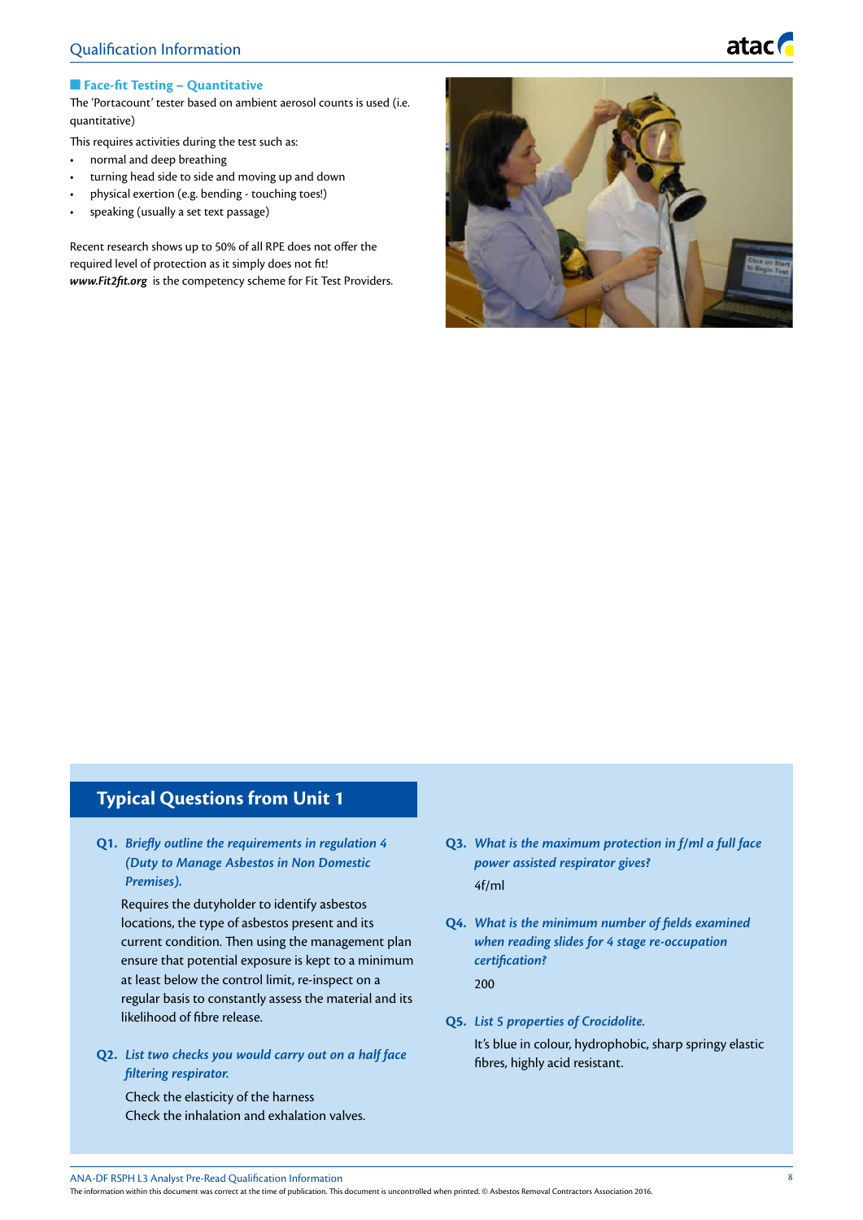## Face-fit Testing – Quantitative

The 'Portacount' tester based on ambient aerosol counts is used (i.e. quantitative)

This requires activities during the test such as:

- normal and deep breathing
- turning head side to side and moving up and down
- physical exertion (e.g. bending - touching toes!)
- speaking (usually a set text passage)

Recent research shows up to 50% of all RPE does not offer the required level of protection as it simply does not fit!
***www.Fit2fit.org*** is the competency scheme for Fit Test Providers.

## Typical Questions from Unit 1

**Q1.** ***Briefly outline the requirements in regulation 4 (Duty to Manage Asbestos in Non Domestic Premises).***

Requires the dutyholder to identify asbestos locations, the type of asbestos present and its current condition. Then using the management plan ensure that potential exposure is kept to a minimum at least below the control limit, re-inspect on a regular basis to constantly assess the material and its likelihood of fibre release.

**Q2.** ***List two checks you would carry out on a half face filtering respirator.***

Check the elasticity of the harness
Check the inhalation and exhalation valves.

**Q3.** ***What is the maximum protection in f/ml a full face power assisted respirator gives?***

4f/ml

**Q4.** ***What is the minimum number of fields examined when reading slides for 4 stage re-occupation certification?***

200

**Q5.** ***List 5 properties of Crocidolite.***

It's blue in colour, hydrophobic, sharp springy elastic fibres, highly acid resistant.

ANA-DF RSPH L3 Analyst Pre-Read Qualification Information

The information within this document was correct at the time of publication. This document is uncontrolled when printed. © Asbestos Removal Contractors Association 2016.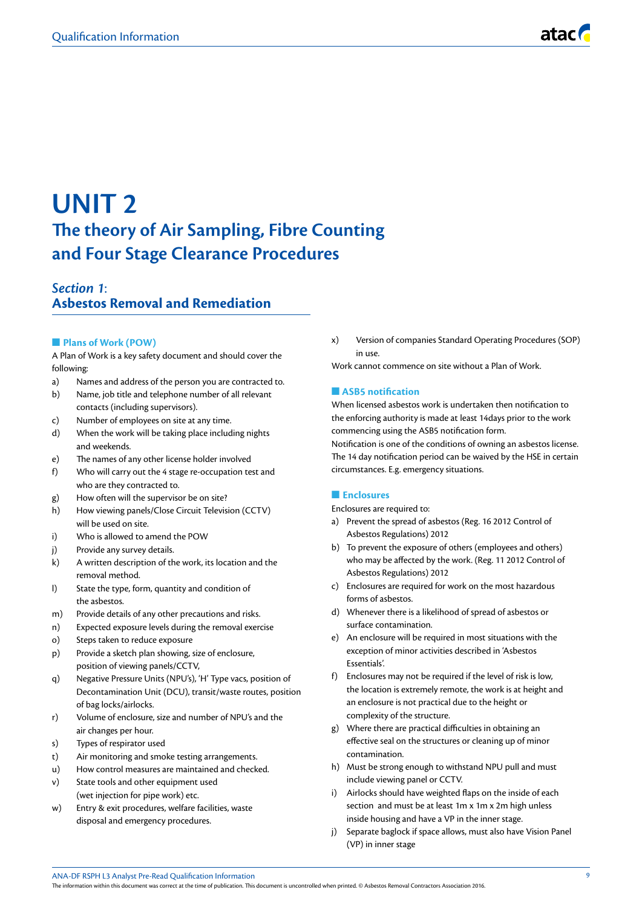# UNIT 2

## The theory of Air Sampling, Fibre Counting and Four Stage Clearance Procedures

### *Section 1*: Asbestos Removal and Remediation

#### Plans of Work (POW)

A Plan of Work is a key safety document and should cover the following:

a) Names and address of the person you are contracted to.
b) Name, job title and telephone number of all relevant contacts (including supervisors).
c) Number of employees on site at any time.
d) When the work will be taking place including nights and weekends.
e) The names of any other license holder involved
f) Who will carry out the 4 stage re-occupation test and who are they contracted to.
g) How often will the supervisor be on site?
h) How viewing panels/Close Circuit Television (CCTV) will be used on site.
i) Who is allowed to amend the POW
j) Provide any survey details.
k) A written description of the work, its location and the removal method.
l) State the type, form, quantity and condition of the asbestos.
m) Provide details of any other precautions and risks.
n) Expected exposure levels during the removal exercise
o) Steps taken to reduce exposure
p) Provide a sketch plan showing, size of enclosure, position of viewing panels/CCTV,
q) Negative Pressure Units (NPU's), 'H' Type vacs, position of Decontamination Unit (DCU), transit/waste routes, position of bag locks/airlocks.
r) Volume of enclosure, size and number of NPU's and the air changes per hour.
s) Types of respirator used
t) Air monitoring and smoke testing arrangements.
u) How control measures are maintained and checked.
v) State tools and other equipment used (wet injection for pipe work) etc.
w) Entry & exit procedures, welfare facilities, waste disposal and emergency procedures.
x) Version of companies Standard Operating Procedures (SOP) in use.

Work cannot commence on site without a Plan of Work.

#### ASB5 notification

When licensed asbestos work is undertaken then notification to the enforcing authority is made at least 14days prior to the work commencing using the ASB5 notification form.

Notification is one of the conditions of owning an asbestos license. The 14 day notification period can be waived by the HSE in certain circumstances. E.g. emergency situations.

#### Enclosures

Enclosures are required to:

a) Prevent the spread of asbestos (Reg. 16 2012 Control of Asbestos Regulations) 2012
b) To prevent the exposure of others (employees and others) who may be affected by the work. (Reg. 11 2012 Control of Asbestos Regulations) 2012
c) Enclosures are required for work on the most hazardous forms of asbestos.
d) Whenever there is a likelihood of spread of asbestos or surface contamination.
e) An enclosure will be required in most situations with the exception of minor activities described in 'Asbestos Essentials'.
f) Enclosures may not be required if the level of risk is low, the location is extremely remote, the work is at height and an enclosure is not practical due to the height or complexity of the structure.
g) Where there are practical difficulties in obtaining an effective seal on the structures or cleaning up of minor contamination.
h) Must be strong enough to withstand NPU pull and must include viewing panel or CCTV.
i) Airlocks should have weighted flaps on the inside of each section and must be at least 1m x 1m x 2m high unless inside housing and have a VP in the inner stage.
j) Separate baglock if space allows, must also have Vision Panel (VP) in inner stage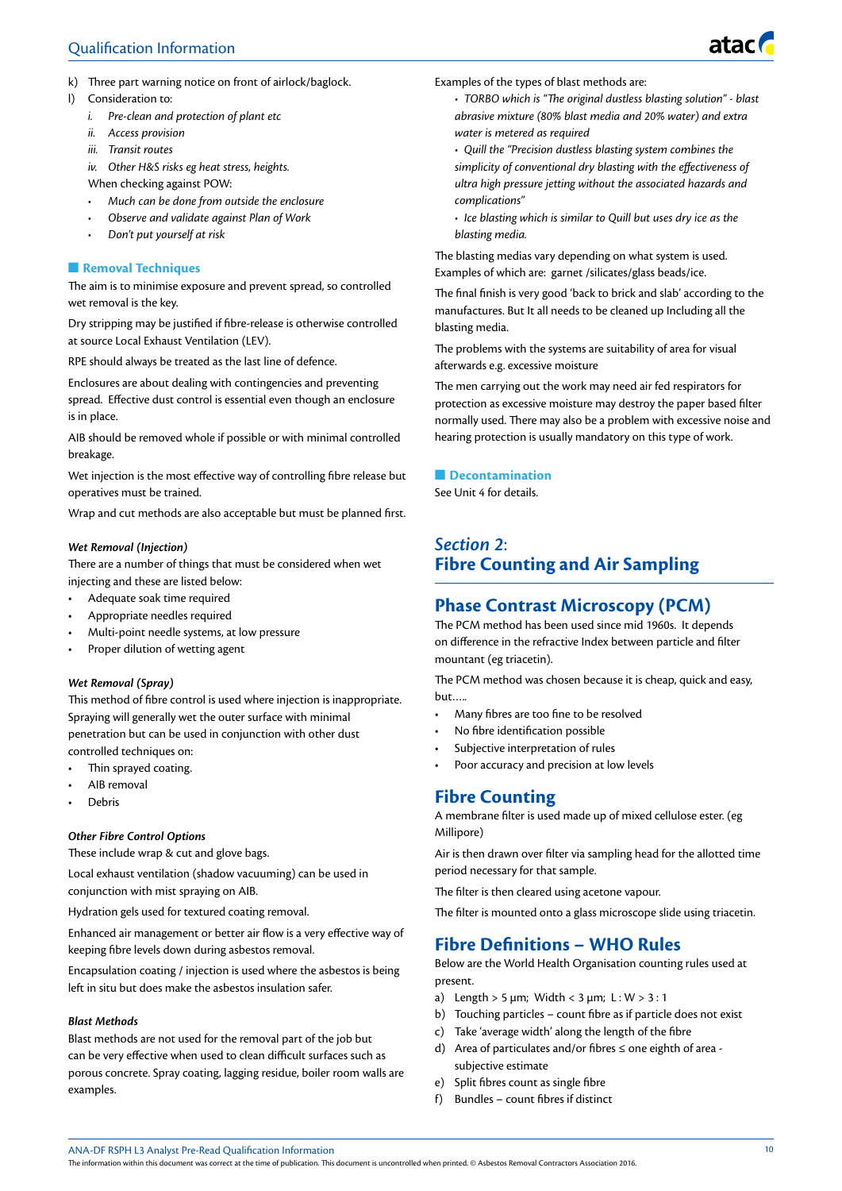k) Three part warning notice on front of airlock/baglock.

l) Consideration to:

   *i. Pre-clean and protection of plant etc*

   *ii. Access provision*

   *iii. Transit routes*

   *iv. Other H&S risks eg heat stress, heights.*

   When checking against POW:

   - *Much can be done from outside the enclosure*
   - *Observe and validate against Plan of Work*
   - *Don't put yourself at risk*

### Removal Techniques

The aim is to minimise exposure and prevent spread, so controlled wet removal is the key.

Dry stripping may be justified if fibre-release is otherwise controlled at source Local Exhaust Ventilation (LEV).

RPE should always be treated as the last line of defence.

Enclosures are about dealing with contingencies and preventing spread. Effective dust control is essential even though an enclosure is in place.

AIB should be removed whole if possible or with minimal controlled breakage.

Wet injection is the most effective way of controlling fibre release but operatives must be trained.

Wrap and cut methods are also acceptable but must be planned first.

#### *Wet Removal (Injection)*

There are a number of things that must be considered when wet injecting and these are listed below:

- Adequate soak time required
- Appropriate needles required
- Multi-point needle systems, at low pressure
- Proper dilution of wetting agent

#### *Wet Removal (Spray)*

This method of fibre control is used where injection is inappropriate. Spraying will generally wet the outer surface with minimal penetration but can be used in conjunction with other dust controlled techniques on:

- Thin sprayed coating.
- AIB removal
- Debris

#### *Other Fibre Control Options*

These include wrap & cut and glove bags.

Local exhaust ventilation (shadow vacuuming) can be used in conjunction with mist spraying on AIB.

Hydration gels used for textured coating removal.

Enhanced air management or better air flow is a very effective way of keeping fibre levels down during asbestos removal.

Encapsulation coating / injection is used where the asbestos is being left in situ but does make the asbestos insulation safer.

#### *Blast Methods*

Blast methods are not used for the removal part of the job but can be very effective when used to clean difficult surfaces such as porous concrete. Spray coating, lagging residue, boiler room walls are examples.

Examples of the types of blast methods are:

- *TORBO which is "The original dustless blasting solution" - blast abrasive mixture (80% blast media and 20% water) and extra water is metered as required*
- *Quill the "Precision dustless blasting system combines the simplicity of conventional dry blasting with the effectiveness of ultra high pressure jetting without the associated hazards and complications"*
- *Ice blasting which is similar to Quill but uses dry ice as the blasting media.*

The blasting medias vary depending on what system is used. Examples of which are: garnet /silicates/glass beads/ice.

The final finish is very good 'back to brick and slab' according to the manufactures. But It all needs to be cleaned up Including all the blasting media.

The problems with the systems are suitability of area for visual afterwards e.g. excessive moisture

The men carrying out the work may need air fed respirators for protection as excessive moisture may destroy the paper based filter normally used. There may also be a problem with excessive noise and hearing protection is usually mandatory on this type of work.

### Decontamination

See Unit 4 for details.

# *Section 2*: Fibre Counting and Air Sampling

## Phase Contrast Microscopy (PCM)

The PCM method has been used since mid 1960s. It depends on difference in the refractive Index between particle and filter mountant (eg triacetin).

The PCM method was chosen because it is cheap, quick and easy, but.....

- Many fibres are too fine to be resolved
- No fibre identification possible
- Subjective interpretation of rules
- Poor accuracy and precision at low levels

## Fibre Counting

A membrane filter is used made up of mixed cellulose ester. (eg Millipore)

Air is then drawn over filter via sampling head for the allotted time period necessary for that sample.

The filter is then cleared using acetone vapour.

The filter is mounted onto a glass microscope slide using triacetin.

## Fibre Definitions – WHO Rules

Below are the World Health Organisation counting rules used at present.

a) Length > 5 µm; Width < 3 µm; L : W > 3 : 1

b) Touching particles – count fibre as if particle does not exist

c) Take 'average width' along the length of the fibre

d) Area of particulates and/or fibres ≤ one eighth of area - subjective estimate

e) Split fibres count as single fibre

f) Bundles – count fibres if distinct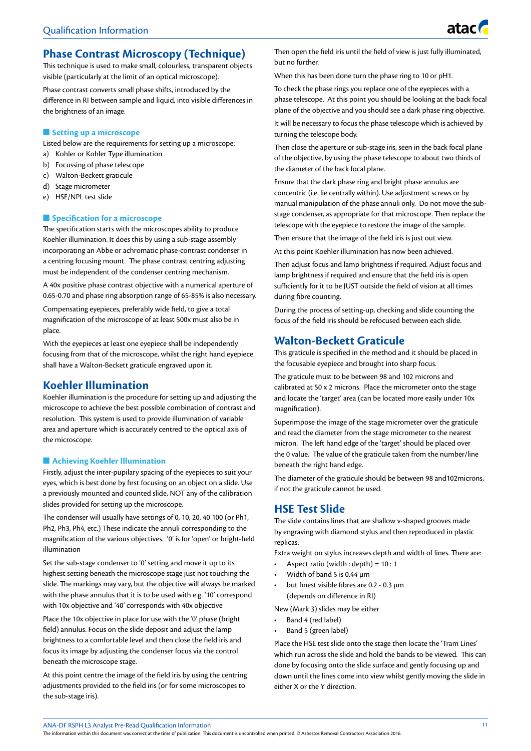## Phase Contrast Microscopy (Technique)

This technique is used to make small, colourless, transparent objects visible (particularly at the limit of an optical microscope).

Phase contrast converts small phase shifts, introduced by the difference in RI between sample and liquid, into visible differences in the brightness of an image.

### Setting up a microscope

Listed below are the requirements for setting up a microscope:

a) Kohler or Kohler Type illumination
b) Focussing of phase telescope
c) Walton-Beckett graticule
d) Stage micrometer
e) HSE/NPL test slide

### Specification for a microscope

The specification starts with the microscopes ability to produce Koehler illumination. It does this by using a sub-stage assembly incorporating an Abbe or achromatic phase-contrast condenser in a centring focusing mount. The phase contrast centring adjusting must be independent of the condenser centring mechanism.

A 40x positive phase contrast objective with a numerical aperture of 0.65-0.70 and phase ring absorption range of 65-85% is also necessary.

Compensating eyepieces, preferably wide field, to give a total magnification of the microscope of at least 500x must also be in place.

With the eyepieces at least one eyepiece shall be independently focusing from that of the microscope, whilst the right hand eyepiece shall have a Walton-Beckett graticule engraved upon it.

## Koehler Illumination

Koehler illumination is the procedure for setting up and adjusting the microscope to achieve the best possible combination of contrast and resolution. This system is used to provide illumination of variable area and aperture which is accurately centred to the optical axis of the microscope.

### Achieving Koehler Illumination

Firstly, adjust the inter-pupilary spacing of the eyepieces to suit your eyes, which is best done by first focusing on an object on a slide. Use a previously mounted and counted slide, NOT any of the calibration slides provided for setting up the microscope.

The condenser will usually have settings of 0, 10, 20, 40 100 (or Ph1, Ph2, Ph3, Ph4, etc.) These indicate the annuli corresponding to the magnification of the various objectives. '0' is for 'open' or bright-field illumination

Set the sub-stage condenser to '0' setting and move it up to its highest setting beneath the microscope stage just not touching the slide. The markings may vary, but the objective will always be marked with the phase annulus that it is to be used with e.g. '10' correspond with 10x objective and '40' corresponds with 40x objective

Place the 10x objective in place for use with the '0' phase (bright field) annulus. Focus on the slide deposit and adjust the lamp brightness to a comfortable level and then close the field iris and focus its image by adjusting the condenser focus via the control beneath the microscope stage.

At this point centre the image of the field iris by using the centring adjustments provided to the field iris (or for some microscopes to the sub-stage iris).

Then open the field iris until the field of view is just fully illuminated, but no further.

When this has been done turn the phase ring to 10 or pH1.

To check the phase rings you replace one of the eyepieces with a phase telescope. At this point you should be looking at the back focal plane of the objective and you should see a dark phase ring objective.

It will be necessary to focus the phase telescope which is achieved by turning the telescope body.

Then close the aperture or sub-stage iris, seen in the back focal plane of the objective, by using the phase telescope to about two thirds of the diameter of the back focal plane.

Ensure that the dark phase ring and bright phase annulus are concentric (i.e. lie centrally within). Use adjustment screws or by manual manipulation of the phase annuli only. Do not move the sub-stage condenser, as appropriate for that microscope. Then replace the telescope with the eyepiece to restore the image of the sample.

Then ensure that the image of the field iris is just out view.

At this point Koehler illumination has now been achieved.

Then adjust focus and lamp brightness if required. Adjust focus and lamp brightness if required and ensure that the field iris is open sufficiently for it to be JUST outside the field of vision at all times during fibre counting.

During the process of setting-up, checking and slide counting the focus of the field iris should be refocused between each slide.

## Walton-Beckett Graticule

This graticule is specified in the method and it should be placed in the focusable eyepiece and brought into sharp focus.

The graticule must to be between 98 and 102 microns and calibrated at 50 x 2 microns. Place the micrometer onto the stage and locate the 'target' area (can be located more easily under 10x magnification).

Superimpose the image of the stage micrometer over the graticule and read the diameter from the stage micrometer to the nearest micron. The left hand edge of the 'target' should be placed over the 0 value. The value of the graticule taken from the number/line beneath the right hand edge.

The diameter of the graticule should be between 98 and102microns, if not the graticule cannot be used.

## HSE Test Slide

The slide contains lines that are shallow v-shaped grooves made by engraving with diamond stylus and then reproduced in plastic replicas.

Extra weight on stylus increases depth and width of lines. There are:

- Aspect ratio (width : depth) = 10 : 1
- Width of band 5 is 0.44 µm
- but finest visible fibres are 0.2 - 0.3 µm (depends on difference in RI)

New (Mark 3) slides may be either

- Band 4 (red label)
- Band 5 (green label)

Place the HSE test slide onto the stage then locate the 'Tram Lines' which run across the slide and hold the bands to be viewed. This can done by focusing onto the slide surface and gently focusing up and down until the lines come into view whilst gently moving the slide in either X or the Y direction.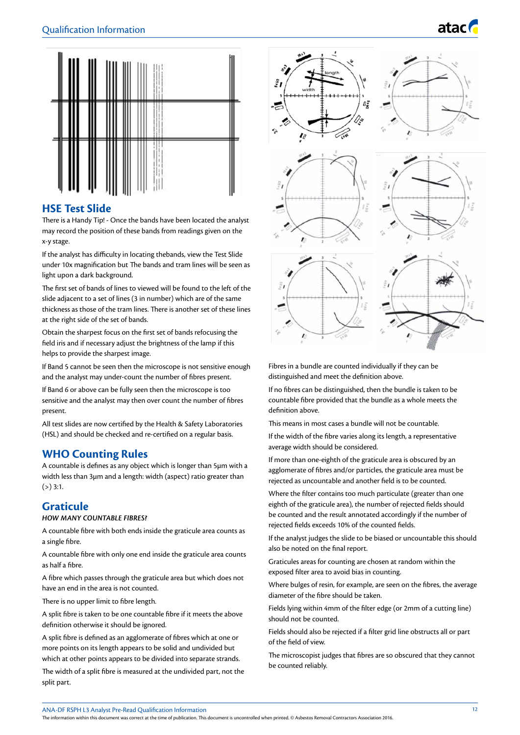## HSE Test Slide

There is a Handy Tip! - Once the bands have been located the analyst may record the position of these bands from readings given on the x-y stage.

If the analyst has difficulty in locating thebands, view the Test Slide under 10x magnification but The bands and tram lines will be seen as light upon a dark background.

The first set of bands of lines to viewed will be found to the left of the slide adjacent to a set of lines (3 in number) which are of the same thickness as those of the tram lines. There is another set of these lines at the right side of the set of bands.

Obtain the sharpest focus on the first set of bands refocusing the field iris and if necessary adjust the brightness of the lamp if this helps to provide the sharpest image.

If Band 5 cannot be seen then the microscope is not sensitive enough and the analyst may under-count the number of fibres present.

If Band 6 or above can be fully seen then the microscope is too sensitive and the analyst may then over count the number of fibres present.

All test slides are now certified by the Health & Safety Laboratories (HSL) and should be checked and re-certified on a regular basis.

## WHO Counting Rules

A countable is defines as any object which is longer than 5µm with a width less than 3µm and a length: width (aspect) ratio greater than (>) 3:1.

## Graticule

***HOW MANY COUNTABLE FIBRES?***

A countable fibre with both ends inside the graticule area counts as a single fibre.

A countable fibre with only one end inside the graticule area counts as half a fibre.

A fibre which passes through the graticule area but which does not have an end in the area is not counted.

There is no upper limit to fibre length.

A split fibre is taken to be one countable fibre if it meets the above definition otherwise it should be ignored.

A split fibre is defined as an agglomerate of fibres which at one or more points on its length appears to be solid and undivided but which at other points appears to be divided into separate strands.

The width of a split fibre is measured at the undivided part, not the split part.

Fibres in a bundle are counted individually if they can be distinguished and meet the definition above.

If no fibres can be distinguished, then the bundle is taken to be countable fibre provided that the bundle as a whole meets the definition above.

This means in most cases a bundle will not be countable.

If the width of the fibre varies along its length, a representative average width should be considered.

If more than one-eighth of the graticule area is obscured by an agglomerate of fibres and/or particles, the graticule area must be rejected as uncountable and another field is to be counted.

Where the filter contains too much particulate (greater than one eighth of the graticule area), the number of rejected fields should be counted and the result annotated accordingly if the number of rejected fields exceeds 10% of the counted fields.

If the analyst judges the slide to be biased or uncountable this should also be noted on the final report.

Graticules areas for counting are chosen at random within the exposed filter area to avoid bias in counting.

Where bulges of resin, for example, are seen on the fibres, the average diameter of the fibre should be taken.

Fields lying within 4mm of the filter edge (or 2mm of a cutting line) should not be counted.

Fields should also be rejected if a filter grid line obstructs all or part of the field of view.

The microscopist judges that fibres are so obscured that they cannot be counted reliably.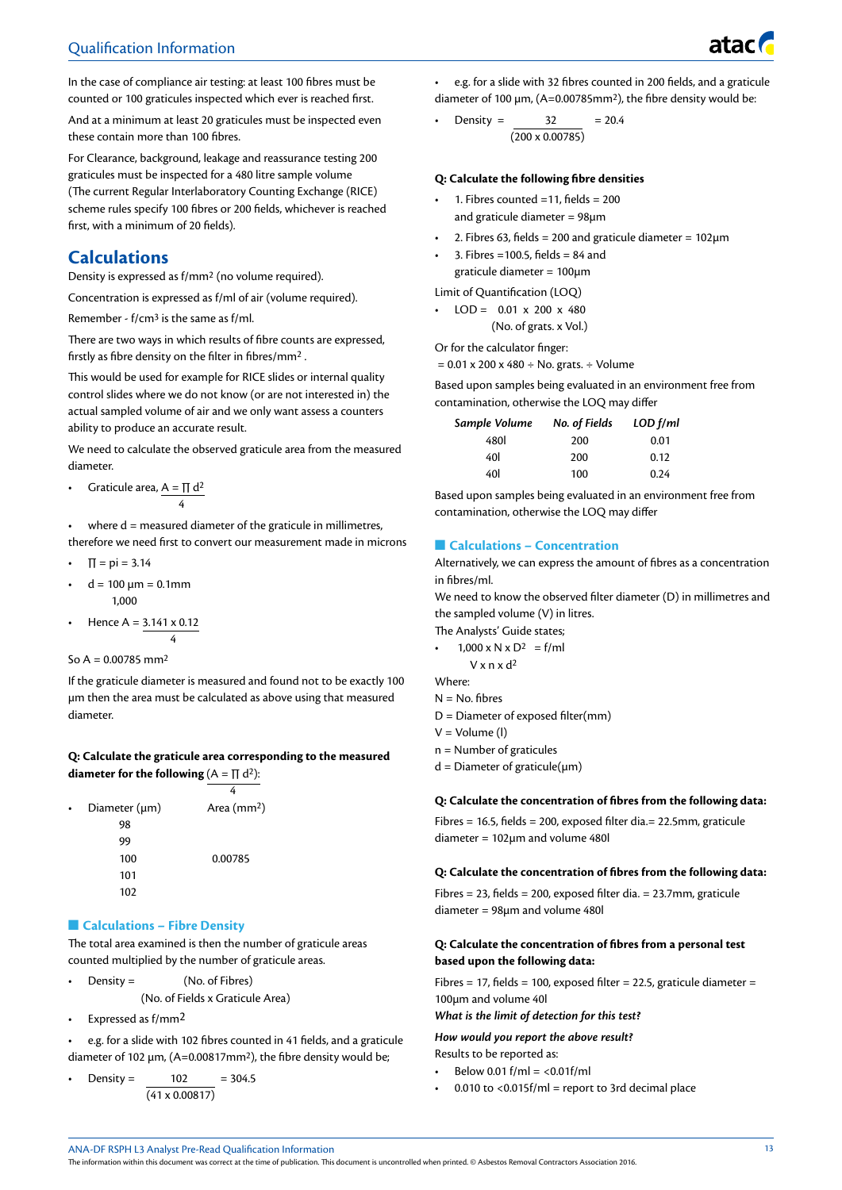## Qualification Information

In the case of compliance air testing: at least 100 fibres must be counted or 100 graticules inspected which ever is reached first.

And at a minimum at least 20 graticules must be inspected even these contain more than 100 fibres.

For Clearance, background, leakage and reassurance testing 200 graticules must be inspected for a 480 litre sample volume (The current Regular Interlaboratory Counting Exchange (RICE) scheme rules specify 100 fibres or 200 fields, whichever is reached first, with a minimum of 20 fields).

## Calculations

Density is expressed as f/mm$^2$ (no volume required).

Concentration is expressed as f/ml of air (volume required).

Remember - f/cm$^3$ is the same as f/ml.

There are two ways in which results of fibre counts are expressed, firstly as fibre density on the filter in fibres/mm$^2$ .

This would be used for example for RICE slides or internal quality control slides where we do not know (or are not interested in) the actual sampled volume of air and we only want assess a counters ability to produce an accurate result.

We need to calculate the observed graticule area from the measured diameter.

- Graticule area, $A = \frac{\Pi d^2}{4}$
- where d = measured diameter of the graticule in millimetres, therefore we need first to convert our measurement made in microns
- $\Pi$ = pi = 3.14
- $d = 100\ \mu m = \frac{0.1mm}{1{,}000}$
- Hence $A = \frac{3.141 \times 0.1^2}{4}$

So A = 0.00785 mm$^2$

If the graticule diameter is measured and found not to be exactly 100 µm then the area must be calculated as above using that measured diameter.

**Q: Calculate the graticule area corresponding to the measured diameter for the following** ($A = \frac{\Pi d^2}{4}$):

| Diameter (µm) | Area (mm$^2$) |
|---|---|
| 98 | |
| 99 | |
| 100 | 0.00785 |
| 101 | |
| 102 | |

### Calculations – Fibre Density

The total area examined is then the number of graticule areas counted multiplied by the number of graticule areas.

- $\text{Density} = \frac{\text{(No. of Fibres)}}{\text{(No. of Fields x Graticule Area)}}$
- Expressed as f/mm$^2$
- e.g. for a slide with 102 fibres counted in 41 fields, and a graticule diameter of 102 µm, (A=0.00817mm$^2$), the fibre density would be;
- $\text{Density} = \frac{102}{(41 \times 0.00817)} = 304.5$
- e.g. for a slide with 32 fibres counted in 200 fields, and a graticule diameter of 100 µm, (A=0.00785mm$^2$), the fibre density would be:
- $\text{Density} = \frac{32}{(200 \times 0.00785)} = 20.4$

**Q: Calculate the following fibre densities**

- 1. Fibres counted =11, fields = 200 and graticule diameter = 98µm
- 2. Fibres 63, fields = 200 and graticule diameter = 102µm
- 3. Fibres =100.5, fields = 84 and graticule diameter = 100µm

Limit of Quantification (LOQ)

- $\text{LOD} = \frac{0.01 \times 200 \times 480}{\text{(No. of grats. x Vol.)}}$

Or for the calculator finger:

= 0.01 x 200 x 480 ÷ No. grats. ÷ Volume

Based upon samples being evaluated in an environment free from contamination, otherwise the LOQ may differ

| *Sample Volume* | *No. of Fields* | *LOD f/ml* |
|---|---|---|
| 480l | 200 | 0.01 |
| 40l | 200 | 0.12 |
| 40l | 100 | 0.24 |

Based upon samples being evaluated in an environment free from contamination, otherwise the LOQ may differ

### Calculations – Concentration

Alternatively, we can express the amount of fibres as a concentration in fibres/ml.

We need to know the observed filter diameter (D) in millimetres and the sampled volume (V) in litres.

The Analysts' Guide states;

- $\frac{1{,}000 \times N \times D^2}{V \times n \times d^2} = \text{f/ml}$

Where:

N = No. fibres

D = Diameter of exposed filter(mm)

V = Volume (l)

n = Number of graticules

d = Diameter of graticule(µm)

**Q: Calculate the concentration of fibres from the following data:**

Fibres = 16.5, fields = 200, exposed filter dia.= 22.5mm, graticule diameter = 102µm and volume 480l

**Q: Calculate the concentration of fibres from the following data:**

Fibres = 23, fields = 200, exposed filter dia. = 23.7mm, graticule diameter = 98µm and volume 480l

**Q: Calculate the concentration of fibres from a personal test based upon the following data:**

Fibres = 17, fields = 100, exposed filter = 22.5, graticule diameter = 100µm and volume 40l

***What is the limit of detection for this test?***

***How would you report the above result?***

Results to be reported as:

- Below 0.01 f/ml = <0.01f/ml
- 0.010 to <0.015f/ml = report to 3rd decimal place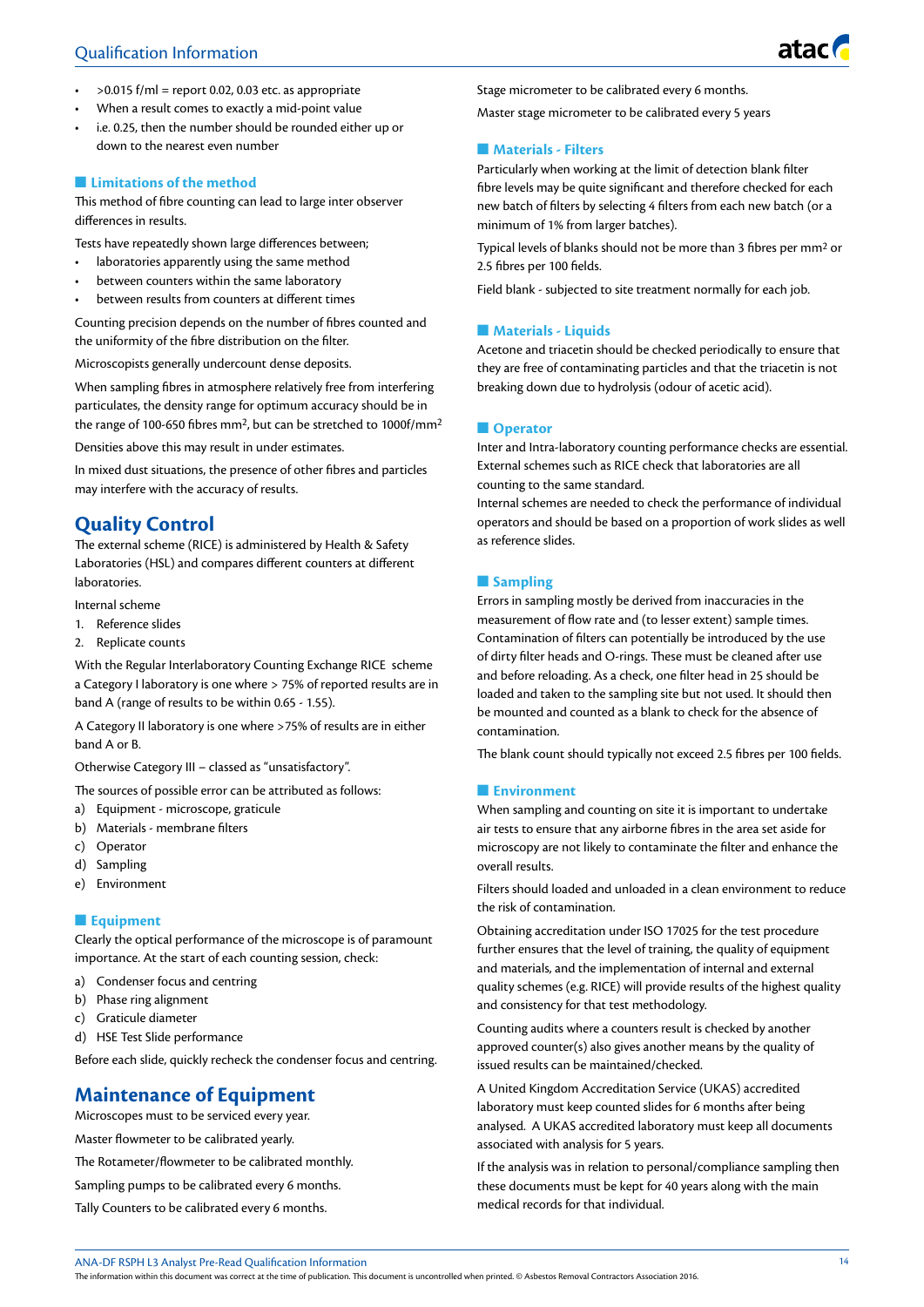- >0.015 f/ml = report 0.02, 0.03 etc. as appropriate
- When a result comes to exactly a mid-point value
- i.e. 0.25, then the number should be rounded either up or down to the nearest even number

### Limitations of the method

This method of fibre counting can lead to large inter observer differences in results.

Tests have repeatedly shown large differences between;

- laboratories apparently using the same method
- between counters within the same laboratory
- between results from counters at different times

Counting precision depends on the number of fibres counted and the uniformity of the fibre distribution on the filter.

Microscopists generally undercount dense deposits.

When sampling fibres in atmosphere relatively free from interfering particulates, the density range for optimum accuracy should be in the range of 100-650 fibres mm$^2$, but can be stretched to 1000f/mm$^2$

Densities above this may result in under estimates.

In mixed dust situations, the presence of other fibres and particles may interfere with the accuracy of results.

## Quality Control

The external scheme (RICE) is administered by Health & Safety Laboratories (HSL) and compares different counters at different laboratories.

Internal scheme

1. Reference slides
2. Replicate counts

With the Regular Interlaboratory Counting Exchange RICE scheme a Category I laboratory is one where > 75% of reported results are in band A (range of results to be within 0.65 - 1.55).

A Category II laboratory is one where >75% of results are in either band A or B.

Otherwise Category III – classed as "unsatisfactory".

The sources of possible error can be attributed as follows:

a) Equipment - microscope, graticule
b) Materials - membrane filters
c) Operator
d) Sampling
e) Environment

### Equipment

Clearly the optical performance of the microscope is of paramount importance. At the start of each counting session, check:

a) Condenser focus and centring
b) Phase ring alignment
c) Graticule diameter
d) HSE Test Slide performance

Before each slide, quickly recheck the condenser focus and centring.

## Maintenance of Equipment

Microscopes must to be serviced every year.

Master flowmeter to be calibrated yearly.

The Rotameter/flowmeter to be calibrated monthly.

Sampling pumps to be calibrated every 6 months.

Tally Counters to be calibrated every 6 months.

Stage micrometer to be calibrated every 6 months.

Master stage micrometer to be calibrated every 5 years

### Materials - Filters

Particularly when working at the limit of detection blank filter fibre levels may be quite significant and therefore checked for each new batch of filters by selecting 4 filters from each new batch (or a minimum of 1% from larger batches).

Typical levels of blanks should not be more than 3 fibres per mm$^2$ or 2.5 fibres per 100 fields.

Field blank - subjected to site treatment normally for each job.

### Materials - Liquids

Acetone and triacetin should be checked periodically to ensure that they are free of contaminating particles and that the triacetin is not breaking down due to hydrolysis (odour of acetic acid).

### Operator

Inter and Intra-laboratory counting performance checks are essential. External schemes such as RICE check that laboratories are all counting to the same standard.
Internal schemes are needed to check the performance of individual operators and should be based on a proportion of work slides as well as reference slides.

### Sampling

Errors in sampling mostly be derived from inaccuracies in the measurement of flow rate and (to lesser extent) sample times. Contamination of filters can potentially be introduced by the use of dirty filter heads and O-rings. These must be cleaned after use and before reloading. As a check, one filter head in 25 should be loaded and taken to the sampling site but not used. It should then be mounted and counted as a blank to check for the absence of contamination.

The blank count should typically not exceed 2.5 fibres per 100 fields.

### Environment

When sampling and counting on site it is important to undertake air tests to ensure that any airborne fibres in the area set aside for microscopy are not likely to contaminate the filter and enhance the overall results.

Filters should loaded and unloaded in a clean environment to reduce the risk of contamination.

Obtaining accreditation under ISO 17025 for the test procedure further ensures that the level of training, the quality of equipment and materials, and the implementation of internal and external quality schemes (e.g. RICE) will provide results of the highest quality and consistency for that test methodology.

Counting audits where a counters result is checked by another approved counter(s) also gives another means by the quality of issued results can be maintained/checked.

A United Kingdom Accreditation Service (UKAS) accredited laboratory must keep counted slides for 6 months after being analysed. A UKAS accredited laboratory must keep all documents associated with analysis for 5 years.

If the analysis was in relation to personal/compliance sampling then these documents must be kept for 40 years along with the main medical records for that individual.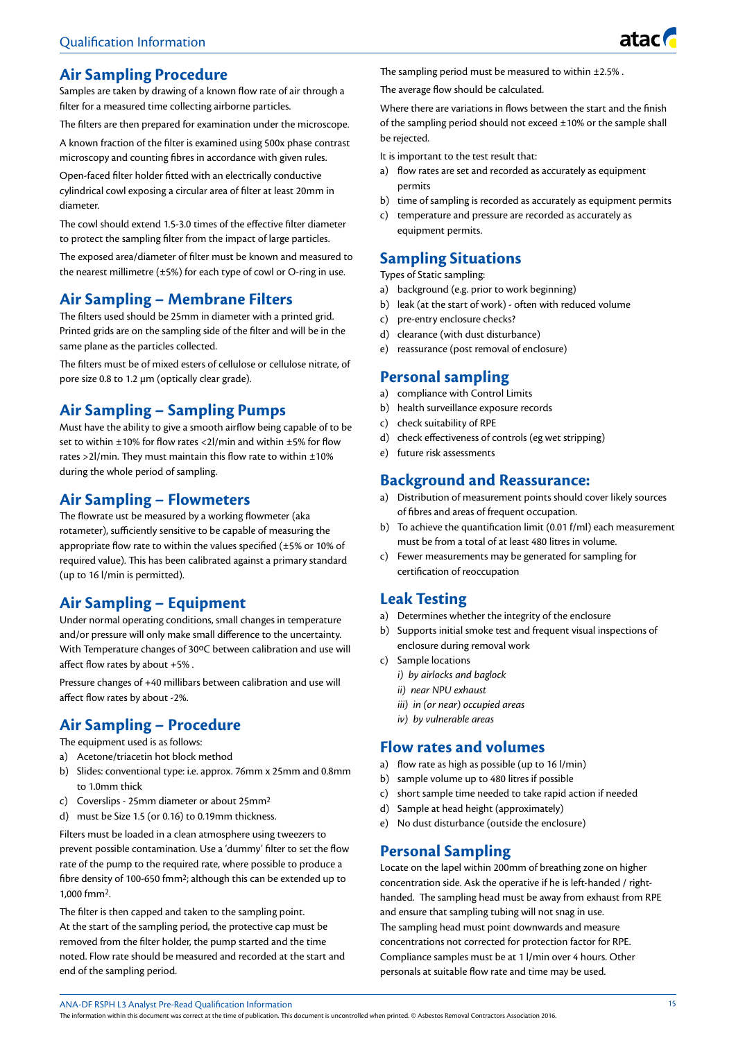## Air Sampling Procedure

Samples are taken by drawing of a known flow rate of air through a filter for a measured time collecting airborne particles.

The filters are then prepared for examination under the microscope.

A known fraction of the filter is examined using 500x phase contrast microscopy and counting fibres in accordance with given rules.

Open-faced filter holder fitted with an electrically conductive cylindrical cowl exposing a circular area of filter at least 20mm in diameter.

The cowl should extend 1.5-3.0 times of the effective filter diameter to protect the sampling filter from the impact of large particles.

The exposed area/diameter of filter must be known and measured to the nearest millimetre (±5%) for each type of cowl or O-ring in use.

## Air Sampling – Membrane Filters

The filters used should be 25mm in diameter with a printed grid. Printed grids are on the sampling side of the filter and will be in the same plane as the particles collected.

The filters must be of mixed esters of cellulose or cellulose nitrate, of pore size 0.8 to 1.2 µm (optically clear grade).

## Air Sampling – Sampling Pumps

Must have the ability to give a smooth airflow being capable of to be set to within ±10% for flow rates <2l/min and within ±5% for flow rates >2l/min. They must maintain this flow rate to within ±10% during the whole period of sampling.

## Air Sampling – Flowmeters

The flowrate ust be measured by a working flowmeter (aka rotameter), sufficiently sensitive to be capable of measuring the appropriate flow rate to within the values specified (±5% or 10% of required value). This has been calibrated against a primary standard (up to 16 l/min is permitted).

## Air Sampling – Equipment

Under normal operating conditions, small changes in temperature and/or pressure will only make small difference to the uncertainty. With Temperature changes of 30ºC between calibration and use will affect flow rates by about +5% .

Pressure changes of +40 millibars between calibration and use will affect flow rates by about -2%.

## Air Sampling – Procedure

The equipment used is as follows:

a) Acetone/triacetin hot block method
b) Slides: conventional type: i.e. approx. 76mm x 25mm and 0.8mm to 1.0mm thick
c) Coverslips - 25mm diameter or about 25mm$^2$
d) must be Size 1.5 (or 0.16) to 0.19mm thickness.

Filters must be loaded in a clean atmosphere using tweezers to prevent possible contamination. Use a 'dummy' filter to set the flow rate of the pump to the required rate, where possible to produce a fibre density of 100-650 fmm$^2$; although this can be extended up to 1,000 fmm$^2$.

The filter is then capped and taken to the sampling point.
At the start of the sampling period, the protective cap must be removed from the filter holder, the pump started and the time noted. Flow rate should be measured and recorded at the start and end of the sampling period.

The sampling period must be measured to within ±2.5% .

The average flow should be calculated.

Where there are variations in flows between the start and the finish of the sampling period should not exceed ±10% or the sample shall be rejected.

It is important to the test result that:

a) flow rates are set and recorded as accurately as equipment permits
b) time of sampling is recorded as accurately as equipment permits
c) temperature and pressure are recorded as accurately as equipment permits.

## Sampling Situations

Types of Static sampling:

a) background (e.g. prior to work beginning)
b) leak (at the start of work) - often with reduced volume
c) pre-entry enclosure checks?
d) clearance (with dust disturbance)
e) reassurance (post removal of enclosure)

## Personal sampling

a) compliance with Control Limits
b) health surveillance exposure records
c) check suitability of RPE
d) check effectiveness of controls (eg wet stripping)
e) future risk assessments

## Background and Reassurance:

a) Distribution of measurement points should cover likely sources of fibres and areas of frequent occupation.
b) To achieve the quantification limit (0.01 f/ml) each measurement must be from a total of at least 480 litres in volume.
c) Fewer measurements may be generated for sampling for certification of reoccupation

## Leak Testing

a) Determines whether the integrity of the enclosure
b) Supports initial smoke test and frequent visual inspections of enclosure during removal work
c) Sample locations
   *i) by airlocks and baglock*
   *ii) near NPU exhaust*
   *iii) in (or near) occupied areas*
   *iv) by vulnerable areas*

## Flow rates and volumes

a) flow rate as high as possible (up to 16 l/min)
b) sample volume up to 480 litres if possible
c) short sample time needed to take rapid action if needed
d) Sample at head height (approximately)
e) No dust disturbance (outside the enclosure)

## Personal Sampling

Locate on the lapel within 200mm of breathing zone on higher concentration side. Ask the operative if he is left-handed / right-handed. The sampling head must be away from exhaust from RPE and ensure that sampling tubing will not snag in use.
The sampling head must point downwards and measure concentrations not corrected for protection factor for RPE.
Compliance samples must be at 1 l/min over 4 hours. Other personals at suitable flow rate and time may be used.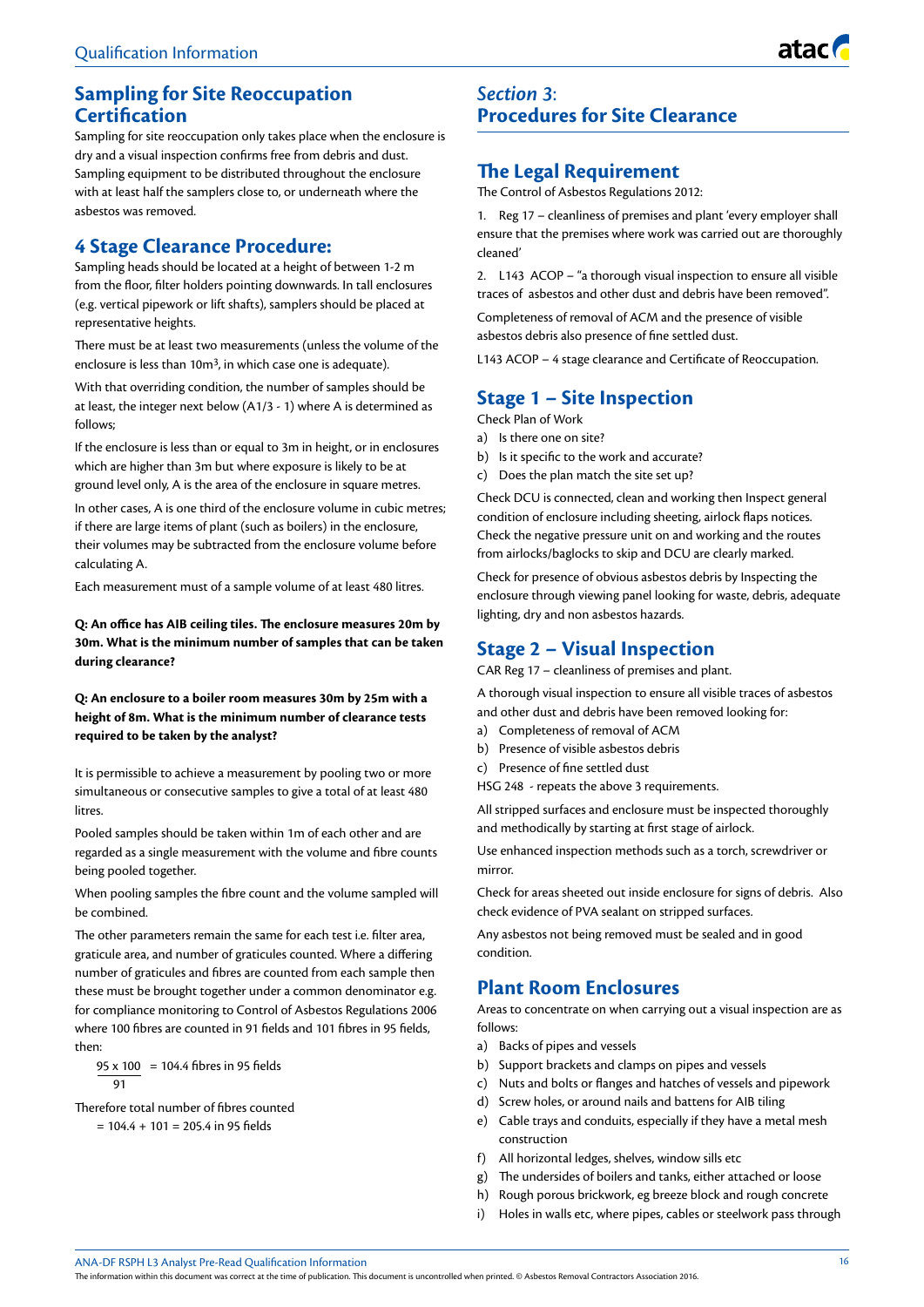## Sampling for Site Reoccupation Certification

Sampling for site reoccupation only takes place when the enclosure is dry and a visual inspection confirms free from debris and dust. Sampling equipment to be distributed throughout the enclosure with at least half the samplers close to, or underneath where the asbestos was removed.

## 4 Stage Clearance Procedure:

Sampling heads should be located at a height of between 1-2 m from the floor, filter holders pointing downwards. In tall enclosures (e.g. vertical pipework or lift shafts), samplers should be placed at representative heights.

There must be at least two measurements (unless the volume of the enclosure is less than 10m$^3$, in which case one is adequate).

With that overriding condition, the number of samples should be at least, the integer next below ($A^{1/3}$ - 1) where A is determined as follows;

If the enclosure is less than or equal to 3m in height, or in enclosures which are higher than 3m but where exposure is likely to be at ground level only, A is the area of the enclosure in square metres.

In other cases, A is one third of the enclosure volume in cubic metres; if there are large items of plant (such as boilers) in the enclosure, their volumes may be subtracted from the enclosure volume before calculating A.

Each measurement must of a sample volume of at least 480 litres.

**Q: An office has AIB ceiling tiles. The enclosure measures 20m by 30m. What is the minimum number of samples that can be taken during clearance?**

**Q: An enclosure to a boiler room measures 30m by 25m with a height of 8m. What is the minimum number of clearance tests required to be taken by the analyst?**

It is permissible to achieve a measurement by pooling two or more simultaneous or consecutive samples to give a total of at least 480 litres.

Pooled samples should be taken within 1m of each other and are regarded as a single measurement with the volume and fibre counts being pooled together.

When pooling samples the fibre count and the volume sampled will be combined.

The other parameters remain the same for each test i.e. filter area, graticule area, and number of graticules counted. Where a differing number of graticules and fibres are counted from each sample then these must be brought together under a common denominator e.g. for compliance monitoring to Control of Asbestos Regulations 2006 where 100 fibres are counted in 91 fields and 101 fibres in 95 fields, then:

$$\frac{95 \times 100}{91} = 104.4 \text{ fibres in 95 fields}$$

Therefore total number of fibres counted

= 104.4 + 101 = 205.4 in 95 fields

# *Section 3*: Procedures for Site Clearance

## The Legal Requirement

The Control of Asbestos Regulations 2012:

1. Reg 17 – cleanliness of premises and plant 'every employer shall ensure that the premises where work was carried out are thoroughly cleaned'
2. L143 ACOP – "a thorough visual inspection to ensure all visible traces of asbestos and other dust and debris have been removed".

Completeness of removal of ACM and the presence of visible asbestos debris also presence of fine settled dust.

L143 ACOP – 4 stage clearance and Certificate of Reoccupation.

## Stage 1 – Site Inspection

Check Plan of Work

a) Is there one on site?
b) Is it specific to the work and accurate?
c) Does the plan match the site set up?

Check DCU is connected, clean and working then Inspect general condition of enclosure including sheeting, airlock flaps notices. Check the negative pressure unit on and working and the routes from airlocks/baglocks to skip and DCU are clearly marked.

Check for presence of obvious asbestos debris by Inspecting the enclosure through viewing panel looking for waste, debris, adequate lighting, dry and non asbestos hazards.

## Stage 2 – Visual Inspection

CAR Reg 17 – cleanliness of premises and plant.

A thorough visual inspection to ensure all visible traces of asbestos and other dust and debris have been removed looking for:

a) Completeness of removal of ACM
b) Presence of visible asbestos debris
c) Presence of fine settled dust

HSG 248 - repeats the above 3 requirements.

All stripped surfaces and enclosure must be inspected thoroughly and methodically by starting at first stage of airlock.

Use enhanced inspection methods such as a torch, screwdriver or mirror.

Check for areas sheeted out inside enclosure for signs of debris. Also check evidence of PVA sealant on stripped surfaces.

Any asbestos not being removed must be sealed and in good condition.

## Plant Room Enclosures

Areas to concentrate on when carrying out a visual inspection are as follows:

a) Backs of pipes and vessels
b) Support brackets and clamps on pipes and vessels
c) Nuts and bolts or flanges and hatches of vessels and pipework
d) Screw holes, or around nails and battens for AIB tiling
e) Cable trays and conduits, especially if they have a metal mesh construction
f) All horizontal ledges, shelves, window sills etc
g) The undersides of boilers and tanks, either attached or loose
h) Rough porous brickwork, eg breeze block and rough concrete
i) Holes in walls etc, where pipes, cables or steelwork pass through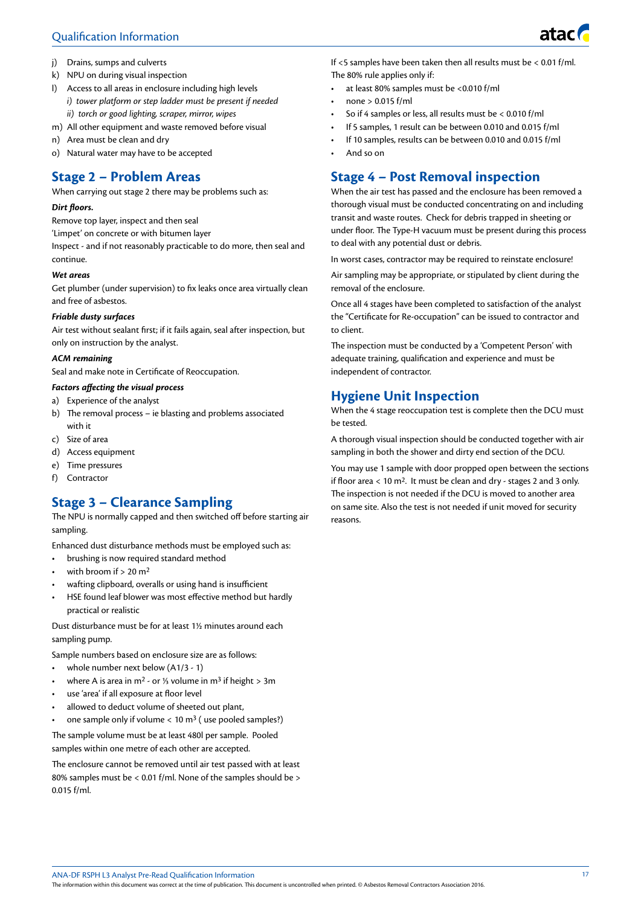j) Drains, sumps and culverts
k) NPU on during visual inspection
l) Access to all areas in enclosure including high levels
   *i) tower platform or step ladder must be present if needed*
   *ii) torch or good lighting, scraper, mirror, wipes*
m) All other equipment and waste removed before visual
n) Area must be clean and dry
o) Natural water may have to be accepted

## Stage 2 – Problem Areas

When carrying out stage 2 there may be problems such as:

***Dirt floors.***

Remove top layer, inspect and then seal

'Limpet' on concrete or with bitumen layer

Inspect - and if not reasonably practicable to do more, then seal and continue.

***Wet areas***

Get plumber (under supervision) to fix leaks once area virtually clean and free of asbestos.

***Friable dusty surfaces***

Air test without sealant first; if it fails again, seal after inspection, but only on instruction by the analyst.

***ACM remaining***

Seal and make note in Certificate of Reoccupation.

***Factors affecting the visual process***

a) Experience of the analyst
b) The removal process – ie blasting and problems associated with it
c) Size of area
d) Access equipment
e) Time pressures
f) Contractor

## Stage 3 – Clearance Sampling

The NPU is normally capped and then switched off before starting air sampling.

Enhanced dust disturbance methods must be employed such as:

- brushing is now required standard method
- with broom if > 20 m$^2$
- wafting clipboard, overalls or using hand is insufficient
- HSE found leaf blower was most effective method but hardly practical or realistic

Dust disturbance must be for at least 1½ minutes around each sampling pump.

Sample numbers based on enclosure size are as follows:

- whole number next below (A1/3 - 1)
- where A is area in m$^2$ - or ⅓ volume in m$^3$ if height > 3m
- use 'area' if all exposure at floor level
- allowed to deduct volume of sheeted out plant,
- one sample only if volume < 10 m$^3$ ( use pooled samples?)

The sample volume must be at least 480l per sample. Pooled samples within one metre of each other are accepted.

The enclosure cannot be removed until air test passed with at least 80% samples must be < 0.01 f/ml. None of the samples should be > 0.015 f/ml.

If <5 samples have been taken then all results must be < 0.01 f/ml. The 80% rule applies only if:

- at least 80% samples must be <0.010 f/ml
- none > 0.015 f/ml
- So if 4 samples or less, all results must be < 0.010 f/ml
- If 5 samples, 1 result can be between 0.010 and 0.015 f/ml
- If 10 samples, results can be between 0.010 and 0.015 f/ml
- And so on

## Stage 4 – Post Removal inspection

When the air test has passed and the enclosure has been removed a thorough visual must be conducted concentrating on and including transit and waste routes. Check for debris trapped in sheeting or under floor. The Type-H vacuum must be present during this process to deal with any potential dust or debris.

In worst cases, contractor may be required to reinstate enclosure!

Air sampling may be appropriate, or stipulated by client during the removal of the enclosure.

Once all 4 stages have been completed to satisfaction of the analyst the "Certificate for Re-occupation" can be issued to contractor and to client.

The inspection must be conducted by a 'Competent Person' with adequate training, qualification and experience and must be independent of contractor.

## Hygiene Unit Inspection

When the 4 stage reoccupation test is complete then the DCU must be tested.

A thorough visual inspection should be conducted together with air sampling in both the shower and dirty end section of the DCU.

You may use 1 sample with door propped open between the sections if floor area < 10 m$^2$. It must be clean and dry - stages 2 and 3 only. The inspection is not needed if the DCU is moved to another area on same site. Also the test is not needed if unit moved for security reasons.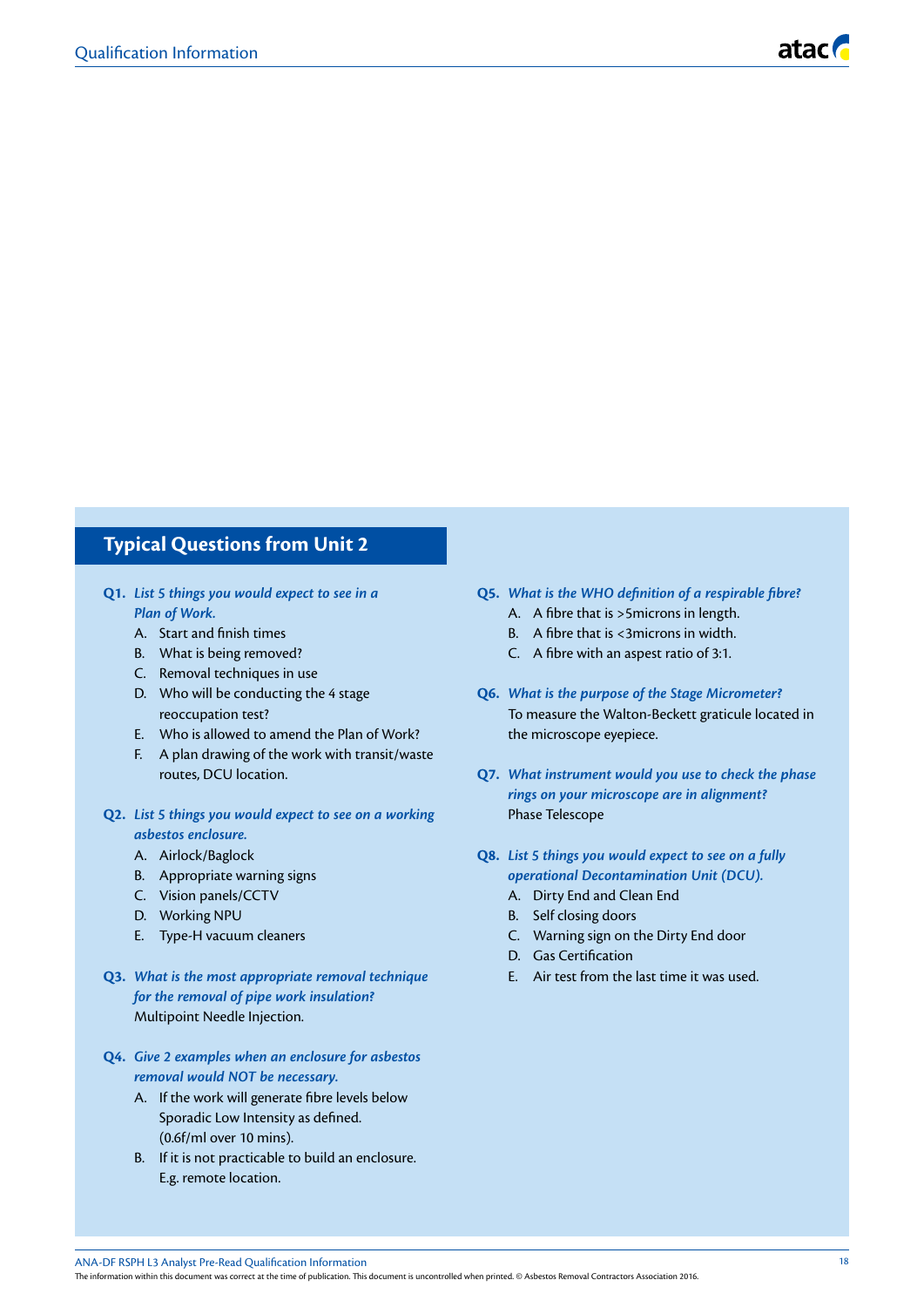## Typical Questions from Unit 2

**Q1.** ***List 5 things you would expect to see in a Plan of Work.***

A. Start and finish times
B. What is being removed?
C. Removal techniques in use
D. Who will be conducting the 4 stage reoccupation test?
E. Who is allowed to amend the Plan of Work?
F. A plan drawing of the work with transit/waste routes, DCU location.

**Q2.** ***List 5 things you would expect to see on a working asbestos enclosure.***

A. Airlock/Baglock
B. Appropriate warning signs
C. Vision panels/CCTV
D. Working NPU
E. Type-H vacuum cleaners

**Q3.** ***What is the most appropriate removal technique for the removal of pipe work insulation?***

Multipoint Needle Injection.

**Q4.** ***Give 2 examples when an enclosure for asbestos removal would NOT be necessary.***

A. If the work will generate fibre levels below Sporadic Low Intensity as defined. (0.6f/ml over 10 mins).
B. If it is not practicable to build an enclosure. E.g. remote location.

**Q5.** ***What is the WHO definition of a respirable fibre?***

A. A fibre that is >5microns in length.
B. A fibre that is <3microns in width.
C. A fibre with an aspest ratio of 3:1.

**Q6.** ***What is the purpose of the Stage Micrometer?***

To measure the Walton-Beckett graticule located in the microscope eyepiece.

**Q7.** ***What instrument would you use to check the phase rings on your microscope are in alignment?***

Phase Telescope

**Q8.** ***List 5 things you would expect to see on a fully operational Decontamination Unit (DCU).***

A. Dirty End and Clean End
B. Self closing doors
C. Warning sign on the Dirty End door
D. Gas Certification
E. Air test from the last time it was used.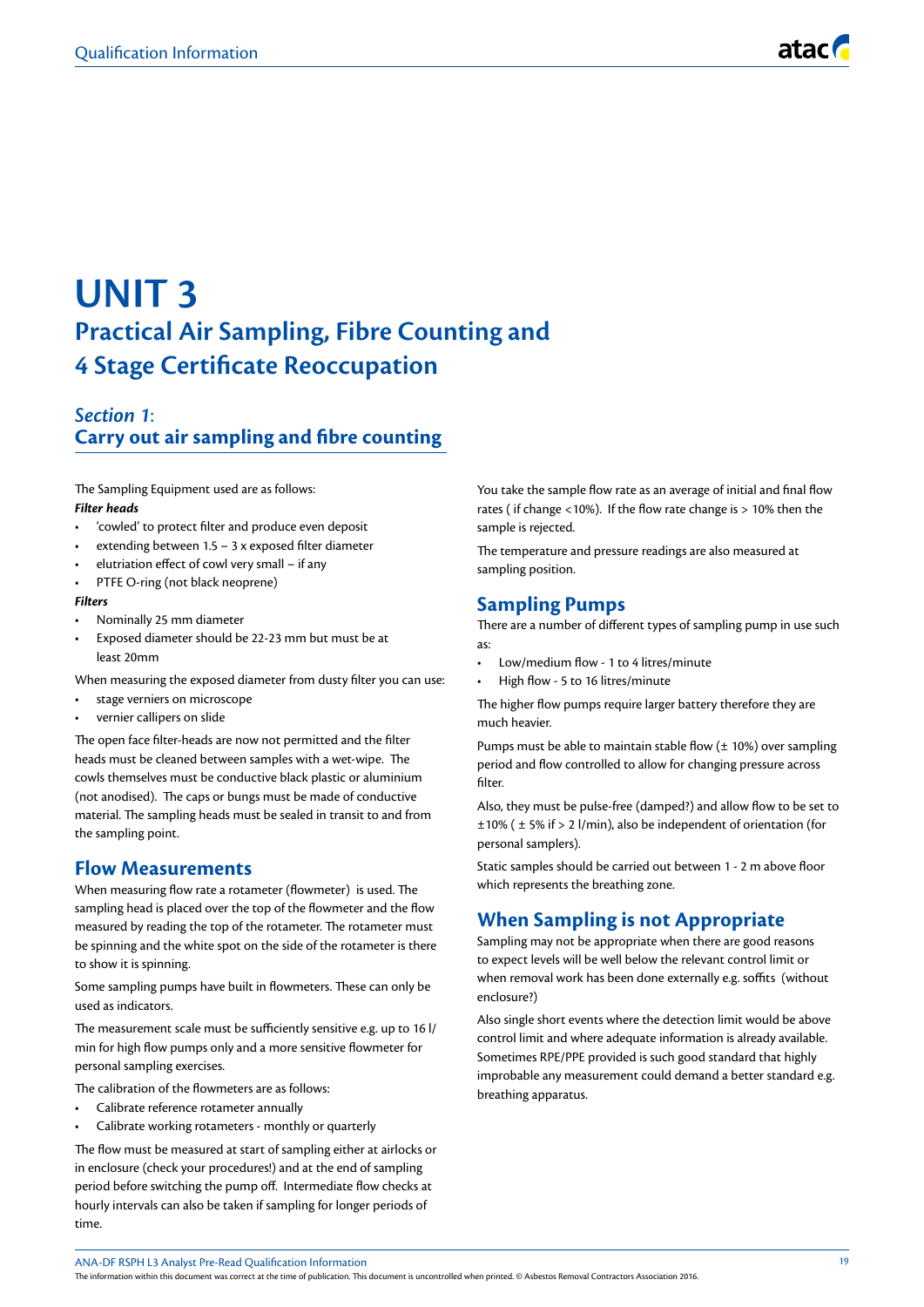# UNIT 3

## Practical Air Sampling, Fibre Counting and 4 Stage Certificate Reoccupation

### *Section 1*: Carry out air sampling and fibre counting

The Sampling Equipment used are as follows:

***Filter heads***

- 'cowled' to protect filter and produce even deposit
- extending between 1.5 – 3 x exposed filter diameter
- elutriation effect of cowl very small – if any
- PTFE O-ring (not black neoprene)

***Filters***

- Nominally 25 mm diameter
- Exposed diameter should be 22-23 mm but must be at least 20mm

When measuring the exposed diameter from dusty filter you can use:

- stage verniers on microscope
- vernier callipers on slide

The open face filter-heads are now not permitted and the filter heads must be cleaned between samples with a wet-wipe. The cowls themselves must be conductive black plastic or aluminium (not anodised). The caps or bungs must be made of conductive material. The sampling heads must be sealed in transit to and from the sampling point.

### Flow Measurements

When measuring flow rate a rotameter (flowmeter) is used. The sampling head is placed over the top of the flowmeter and the flow measured by reading the top of the rotameter. The rotameter must be spinning and the white spot on the side of the rotameter is there to show it is spinning.

Some sampling pumps have built in flowmeters. These can only be used as indicators.

The measurement scale must be sufficiently sensitive e.g. up to 16 l/min for high flow pumps only and a more sensitive flowmeter for personal sampling exercises.

The calibration of the flowmeters are as follows:

- Calibrate reference rotameter annually
- Calibrate working rotameters - monthly or quarterly

The flow must be measured at start of sampling either at airlocks or in enclosure (check your procedures!) and at the end of sampling period before switching the pump off. Intermediate flow checks at hourly intervals can also be taken if sampling for longer periods of time.

You take the sample flow rate as an average of initial and final flow rates ( if change <10%). If the flow rate change is > 10% then the sample is rejected.

The temperature and pressure readings are also measured at sampling position.

### Sampling Pumps

There are a number of different types of sampling pump in use such as:

- Low/medium flow - 1 to 4 litres/minute
- High flow - 5 to 16 litres/minute

The higher flow pumps require larger battery therefore they are much heavier.

Pumps must be able to maintain stable flow (± 10%) over sampling period and flow controlled to allow for changing pressure across filter.

Also, they must be pulse-free (damped?) and allow flow to be set to ±10% ( ± 5% if > 2 l/min), also be independent of orientation (for personal samplers).

Static samples should be carried out between 1 - 2 m above floor which represents the breathing zone.

### When Sampling is not Appropriate

Sampling may not be appropriate when there are good reasons to expect levels will be well below the relevant control limit or when removal work has been done externally e.g. soffits (without enclosure?)

Also single short events where the detection limit would be above control limit and where adequate information is already available. Sometimes RPE/PPE provided is such good standard that highly improbable any measurement could demand a better standard e.g. breathing apparatus.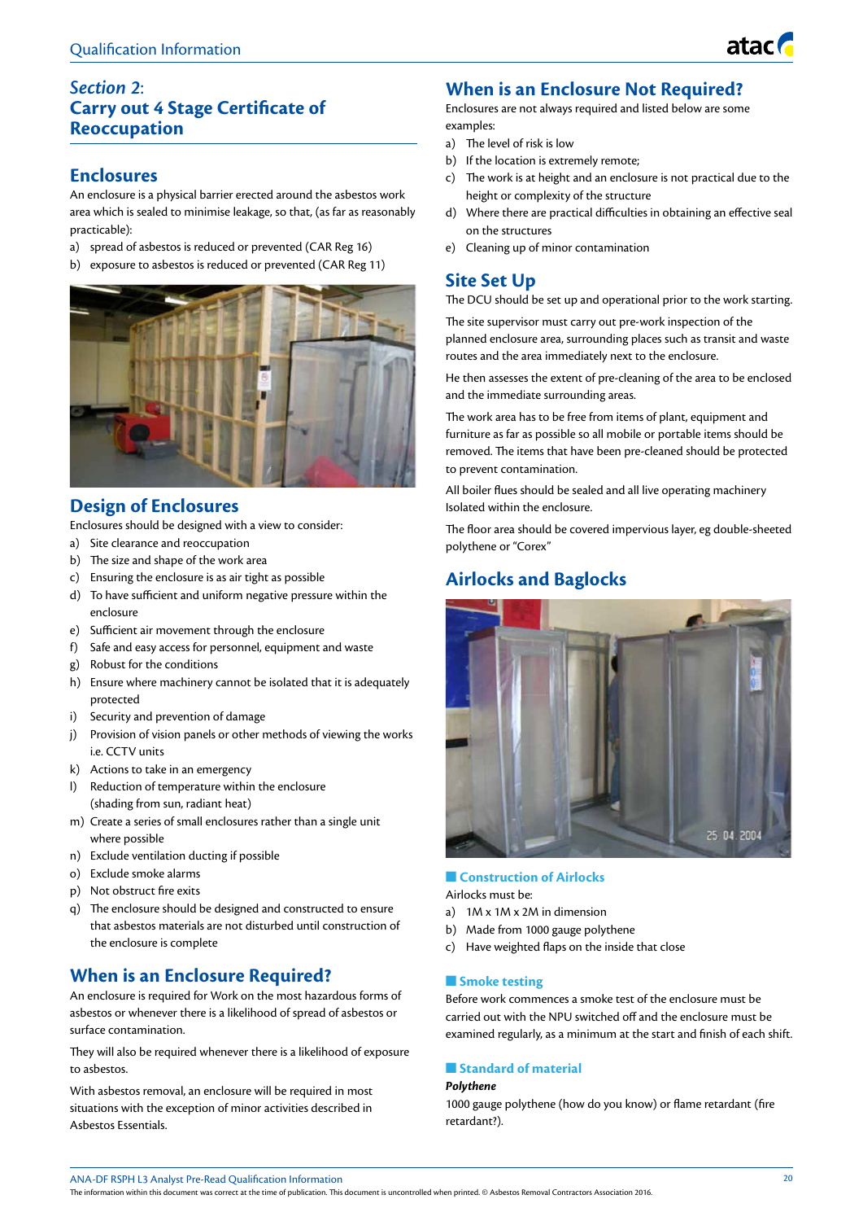## *Section 2*: Carry out 4 Stage Certificate of Reoccupation

### Enclosures

An enclosure is a physical barrier erected around the asbestos work area which is sealed to minimise leakage, so that, (as far as reasonably practicable):

a) spread of asbestos is reduced or prevented (CAR Reg 16)
b) exposure to asbestos is reduced or prevented (CAR Reg 11)

### Design of Enclosures

Enclosures should be designed with a view to consider:

a) Site clearance and reoccupation
b) The size and shape of the work area
c) Ensuring the enclosure is as air tight as possible
d) To have sufficient and uniform negative pressure within the enclosure
e) Sufficient air movement through the enclosure
f) Safe and easy access for personnel, equipment and waste
g) Robust for the conditions
h) Ensure where machinery cannot be isolated that it is adequately protected
i) Security and prevention of damage
j) Provision of vision panels or other methods of viewing the works i.e. CCTV units
k) Actions to take in an emergency
l) Reduction of temperature within the enclosure (shading from sun, radiant heat)
m) Create a series of small enclosures rather than a single unit where possible
n) Exclude ventilation ducting if possible
o) Exclude smoke alarms
p) Not obstruct fire exits
q) The enclosure should be designed and constructed to ensure that asbestos materials are not disturbed until construction of the enclosure is complete

### When is an Enclosure Required?

An enclosure is required for Work on the most hazardous forms of asbestos or whenever there is a likelihood of spread of asbestos or surface contamination.

They will also be required whenever there is a likelihood of exposure to asbestos.

With asbestos removal, an enclosure will be required in most situations with the exception of minor activities described in Asbestos Essentials.

### When is an Enclosure Not Required?

Enclosures are not always required and listed below are some examples:

a) The level of risk is low
b) If the location is extremely remote;
c) The work is at height and an enclosure is not practical due to the height or complexity of the structure
d) Where there are practical difficulties in obtaining an effective seal on the structures
e) Cleaning up of minor contamination

### Site Set Up

The DCU should be set up and operational prior to the work starting.

The site supervisor must carry out pre-work inspection of the planned enclosure area, surrounding places such as transit and waste routes and the area immediately next to the enclosure.

He then assesses the extent of pre-cleaning of the area to be enclosed and the immediate surrounding areas.

The work area has to be free from items of plant, equipment and furniture as far as possible so all mobile or portable items should be removed. The items that have been pre-cleaned should be protected to prevent contamination.

All boiler flues should be sealed and all live operating machinery Isolated within the enclosure.

The floor area should be covered impervious layer, eg double-sheeted polythene or "Corex"

### Airlocks and Baglocks

#### Construction of Airlocks

Airlocks must be:

a) 1M x 1M x 2M in dimension
b) Made from 1000 gauge polythene
c) Have weighted flaps on the inside that close

#### Smoke testing

Before work commences a smoke test of the enclosure must be carried out with the NPU switched off and the enclosure must be examined regularly, as a minimum at the start and finish of each shift.

#### Standard of material

***Polythene***

1000 gauge polythene (how do you know) or flame retardant (fire retardant?).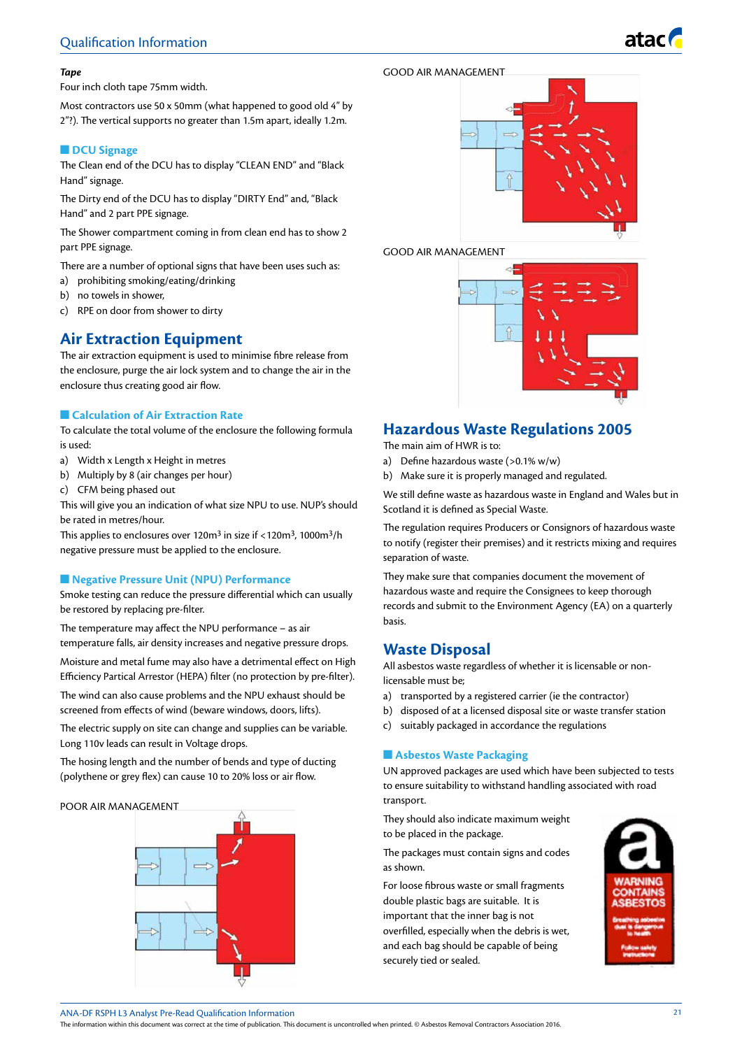***Tape***

Four inch cloth tape 75mm width.

Most contractors use 50 x 50mm (what happened to good old 4" by 2"?). The vertical supports no greater than 1.5m apart, ideally 1.2m.

### DCU Signage

The Clean end of the DCU has to display "CLEAN END" and "Black Hand" signage.

The Dirty end of the DCU has to display "DIRTY End" and, "Black Hand" and 2 part PPE signage.

The Shower compartment coming in from clean end has to show 2 part PPE signage.

There are a number of optional signs that have been uses such as:

a) prohibiting smoking/eating/drinking
b) no towels in shower,
c) RPE on door from shower to dirty

## Air Extraction Equipment

The air extraction equipment is used to minimise fibre release from the enclosure, purge the air lock system and to change the air in the enclosure thus creating good air flow.

### Calculation of Air Extraction Rate

To calculate the total volume of the enclosure the following formula is used:

a) Width x Length x Height in metres
b) Multiply by 8 (air changes per hour)
c) CFM being phased out

This will give you an indication of what size NPU to use. NUP's should be rated in metres/hour.

This applies to enclosures over $120m^3$ in size if $<120m^3$, $1000m^3/h$ negative pressure must be applied to the enclosure.

### Negative Pressure Unit (NPU) Performance

Smoke testing can reduce the pressure differential which can usually be restored by replacing pre-filter.

The temperature may affect the NPU performance – as air temperature falls, air density increases and negative pressure drops.

Moisture and metal fume may also have a detrimental effect on High Efficiency Partical Arrestor (HEPA) filter (no protection by pre-filter).

The wind can also cause problems and the NPU exhaust should be screened from effects of wind (beware windows, doors, lifts).

The electric supply on site can change and supplies can be variable. Long 110v leads can result in Voltage drops.

The hosing length and the number of bends and type of ducting (polythene or grey flex) can cause 10 to 20% loss or air flow.

POOR AIR MANAGEMENT

GOOD AIR MANAGEMENT

GOOD AIR MANAGEMENT

## Hazardous Waste Regulations 2005

The main aim of HWR is to:

a) Define hazardous waste (>0.1% w/w)
b) Make sure it is properly managed and regulated.

We still define waste as hazardous waste in England and Wales but in Scotland it is defined as Special Waste.

The regulation requires Producers or Consignors of hazardous waste to notify (register their premises) and it restricts mixing and requires separation of waste.

They make sure that companies document the movement of hazardous waste and require the Consignees to keep thorough records and submit to the Environment Agency (EA) on a quarterly basis.

## Waste Disposal

All asbestos waste regardless of whether it is licensable or non-licensable must be;

a) transported by a registered carrier (ie the contractor)
b) disposed of at a licensed disposal site or waste transfer station
c) suitably packaged in accordance the regulations

### Asbestos Waste Packaging

UN approved packages are used which have been subjected to tests to ensure suitability to withstand handling associated with road transport.

They should also indicate maximum weight to be placed in the package.

The packages must contain signs and codes as shown.

For loose fibrous waste or small fragments double plastic bags are suitable. It is important that the inner bag is not overfilled, especially when the debris is wet, and each bag should be capable of being securely tied or sealed.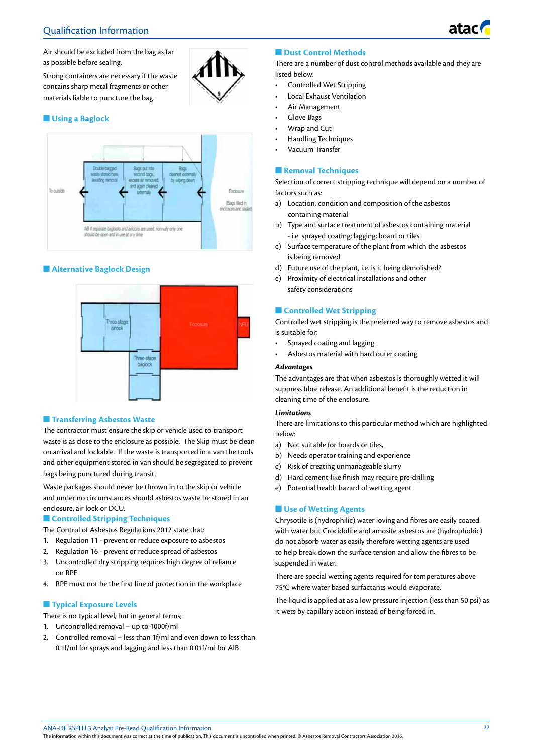Air should be excluded from the bag as far as possible before sealing.

Strong containers are necessary if the waste contains sharp metal fragments or other materials liable to puncture the bag.

## Using a Baglock

## Alternative Baglock Design

## Transferring Asbestos Waste

The contractor must ensure the skip or vehicle used to transport waste is as close to the enclosure as possible. The Skip must be clean on arrival and lockable. If the waste is transported in a van the tools and other equipment stored in van should be segregated to prevent bags being punctured during transit.

Waste packages should never be thrown in to the skip or vehicle and under no circumstances should asbestos waste be stored in an enclosure, air lock or DCU.

## Controlled Stripping Techniques

The Control of Asbestos Regulations 2012 state that:

1. Regulation 11 - prevent or reduce exposure to asbestos
2. Regulation 16 - prevent or reduce spread of asbestos
3. Uncontrolled dry stripping requires high degree of reliance on RPE
4. RPE must not be the first line of protection in the workplace

## Typical Exposure Levels

There is no typical level, but in general terms;

1. Uncontrolled removal – up to 1000f/ml
2. Controlled removal – less than 1f/ml and even down to less than 0.1f/ml for sprays and lagging and less than 0.01f/ml for AIB

## Dust Control Methods

There are a number of dust control methods available and they are listed below:

- Controlled Wet Stripping
- Local Exhaust Ventilation
- Air Management
- Glove Bags
- Wrap and Cut
- Handling Techniques
- Vacuum Transfer

## Removal Techniques

Selection of correct stripping technique will depend on a number of factors such as:

a) Location, condition and composition of the asbestos containing material
b) Type and surface treatment of asbestos containing material - i.e. sprayed coating; lagging; board or tiles
c) Surface temperature of the plant from which the asbestos is being removed
d) Future use of the plant, i.e. is it being demolished?
e) Proximity of electrical installations and other safety considerations

## Controlled Wet Stripping

Controlled wet stripping is the preferred way to remove asbestos and is suitable for:

- Sprayed coating and lagging
- Asbestos material with hard outer coating

***Advantages***

The advantages are that when asbestos is thoroughly wetted it will suppress fibre release. An additional benefit is the reduction in cleaning time of the enclosure.

***Limitations***

There are limitations to this particular method which are highlighted below:

a) Not suitable for boards or tiles,
b) Needs operator training and experience
c) Risk of creating unmanageable slurry
d) Hard cement-like finish may require pre-drilling
e) Potential health hazard of wetting agent

## Use of Wetting Agents

Chrysotile is (hydrophilic) water loving and fibres are easily coated with water but Crocidolite and amosite asbestos are (hydrophobic) do not absorb water as easily therefore wetting agents are used to help break down the surface tension and allow the fibres to be suspended in water.

There are special wetting agents required for temperatures above 75°C where water based surfactants would evaporate.

The liquid is applied at as a low pressure injection (less than 50 psi) as it wets by capillary action instead of being forced in.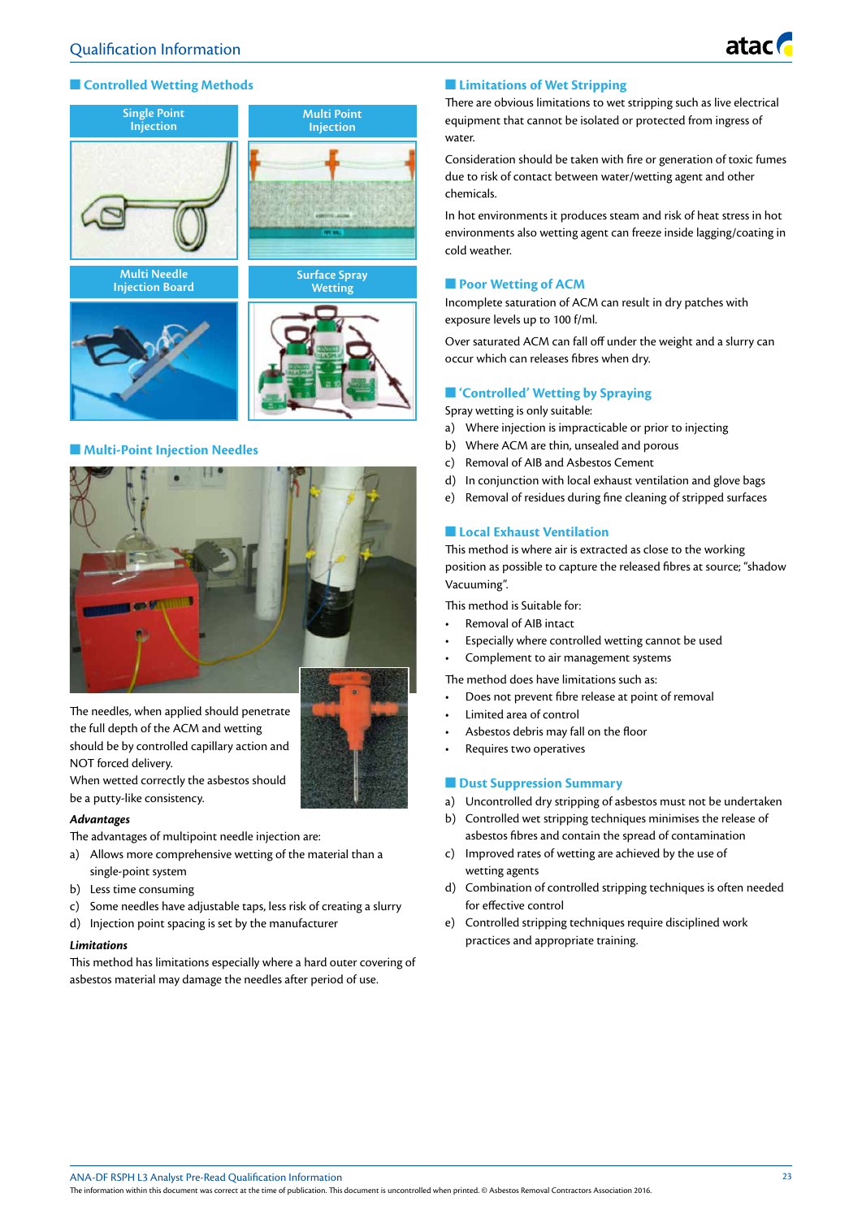## Controlled Wetting Methods

Single Point Injection

Multi Point Injection

Multi Needle Injection Board

Surface Spray Wetting

## Multi-Point Injection Needles

The needles, when applied should penetrate the full depth of the ACM and wetting should be by controlled capillary action and NOT forced delivery.

When wetted correctly the asbestos should be a putty-like consistency.

***Advantages***

The advantages of multipoint needle injection are:

a) Allows more comprehensive wetting of the material than a single-point system
b) Less time consuming
c) Some needles have adjustable taps, less risk of creating a slurry
d) Injection point spacing is set by the manufacturer

***Limitations***

This method has limitations especially where a hard outer covering of asbestos material may damage the needles after period of use.

## Limitations of Wet Stripping

There are obvious limitations to wet stripping such as live electrical equipment that cannot be isolated or protected from ingress of water.

Consideration should be taken with fire or generation of toxic fumes due to risk of contact between water/wetting agent and other chemicals.

In hot environments it produces steam and risk of heat stress in hot environments also wetting agent can freeze inside lagging/coating in cold weather.

## Poor Wetting of ACM

Incomplete saturation of ACM can result in dry patches with exposure levels up to 100 f/ml.

Over saturated ACM can fall off under the weight and a slurry can occur which can releases fibres when dry.

## 'Controlled' Wetting by Spraying

Spray wetting is only suitable:

a) Where injection is impracticable or prior to injecting
b) Where ACM are thin, unsealed and porous
c) Removal of AIB and Asbestos Cement
d) In conjunction with local exhaust ventilation and glove bags
e) Removal of residues during fine cleaning of stripped surfaces

## Local Exhaust Ventilation

This method is where air is extracted as close to the working position as possible to capture the released fibres at source; "shadow Vacuuming".

This method is Suitable for:

- Removal of AIB intact
- Especially where controlled wetting cannot be used
- Complement to air management systems

The method does have limitations such as:

- Does not prevent fibre release at point of removal
- Limited area of control
- Asbestos debris may fall on the floor
- Requires two operatives

## Dust Suppression Summary

a) Uncontrolled dry stripping of asbestos must not be undertaken
b) Controlled wet stripping techniques minimises the release of asbestos fibres and contain the spread of contamination
c) Improved rates of wetting are achieved by the use of wetting agents
d) Combination of controlled stripping techniques is often needed for effective control
e) Controlled stripping techniques require disciplined work practices and appropriate training.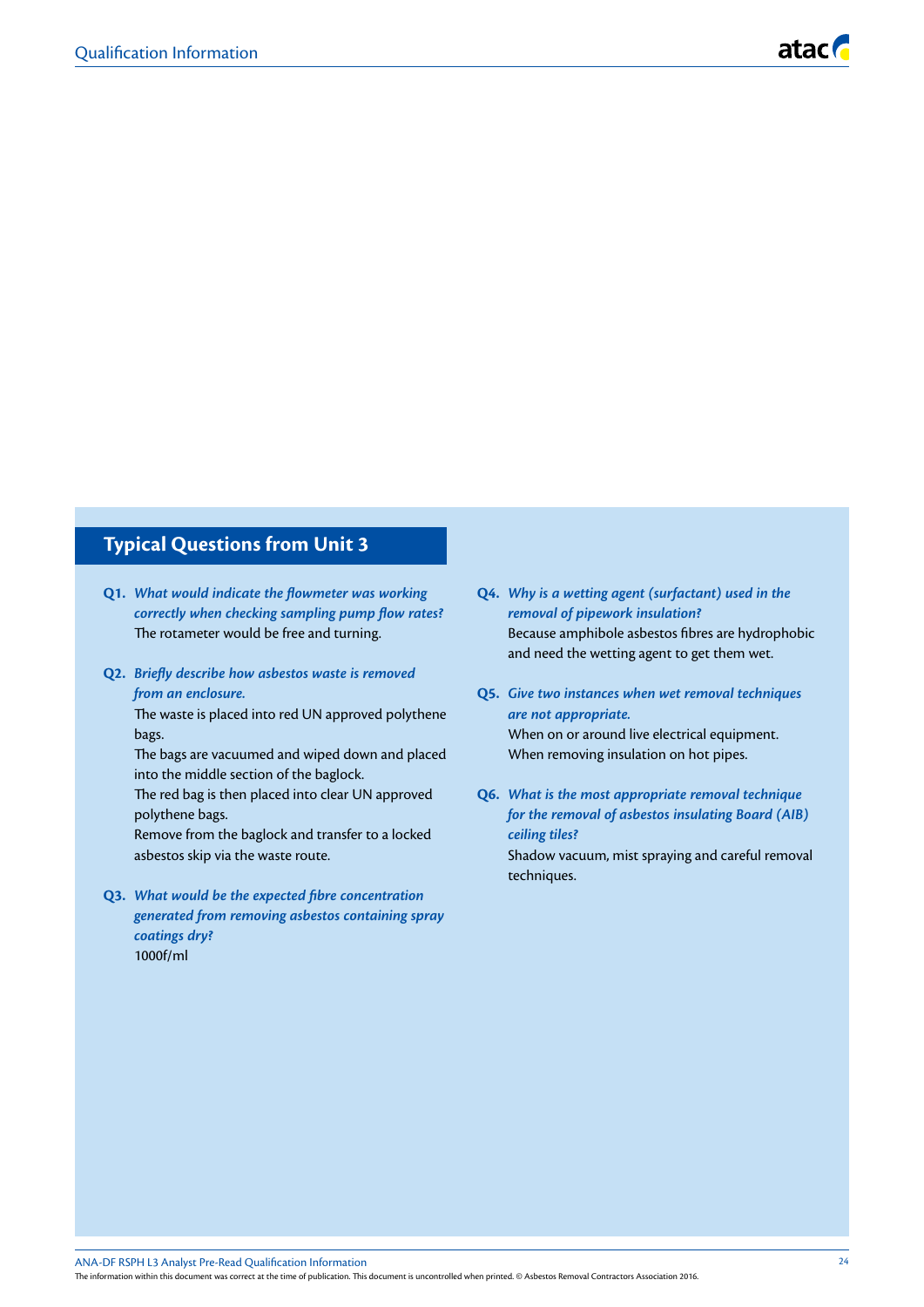## Typical Questions from Unit 3

**Q1.** ***What would indicate the flowmeter was working correctly when checking sampling pump flow rates?***
The rotameter would be free and turning.

**Q2.** ***Briefly describe how asbestos waste is removed from an enclosure.***
The waste is placed into red UN approved polythene bags.
The bags are vacuumed and wiped down and placed into the middle section of the baglock.
The red bag is then placed into clear UN approved polythene bags.
Remove from the baglock and transfer to a locked asbestos skip via the waste route.

**Q3.** ***What would be the expected fibre concentration generated from removing asbestos containing spray coatings dry?***
1000f/ml

**Q4.** ***Why is a wetting agent (surfactant) used in the removal of pipework insulation?***
Because amphibole asbestos fibres are hydrophobic and need the wetting agent to get them wet.

**Q5.** ***Give two instances when wet removal techniques are not appropriate.***
When on or around live electrical equipment.
When removing insulation on hot pipes.

**Q6.** ***What is the most appropriate removal technique for the removal of asbestos insulating Board (AIB) ceiling tiles?***
Shadow vacuum, mist spraying and careful removal techniques.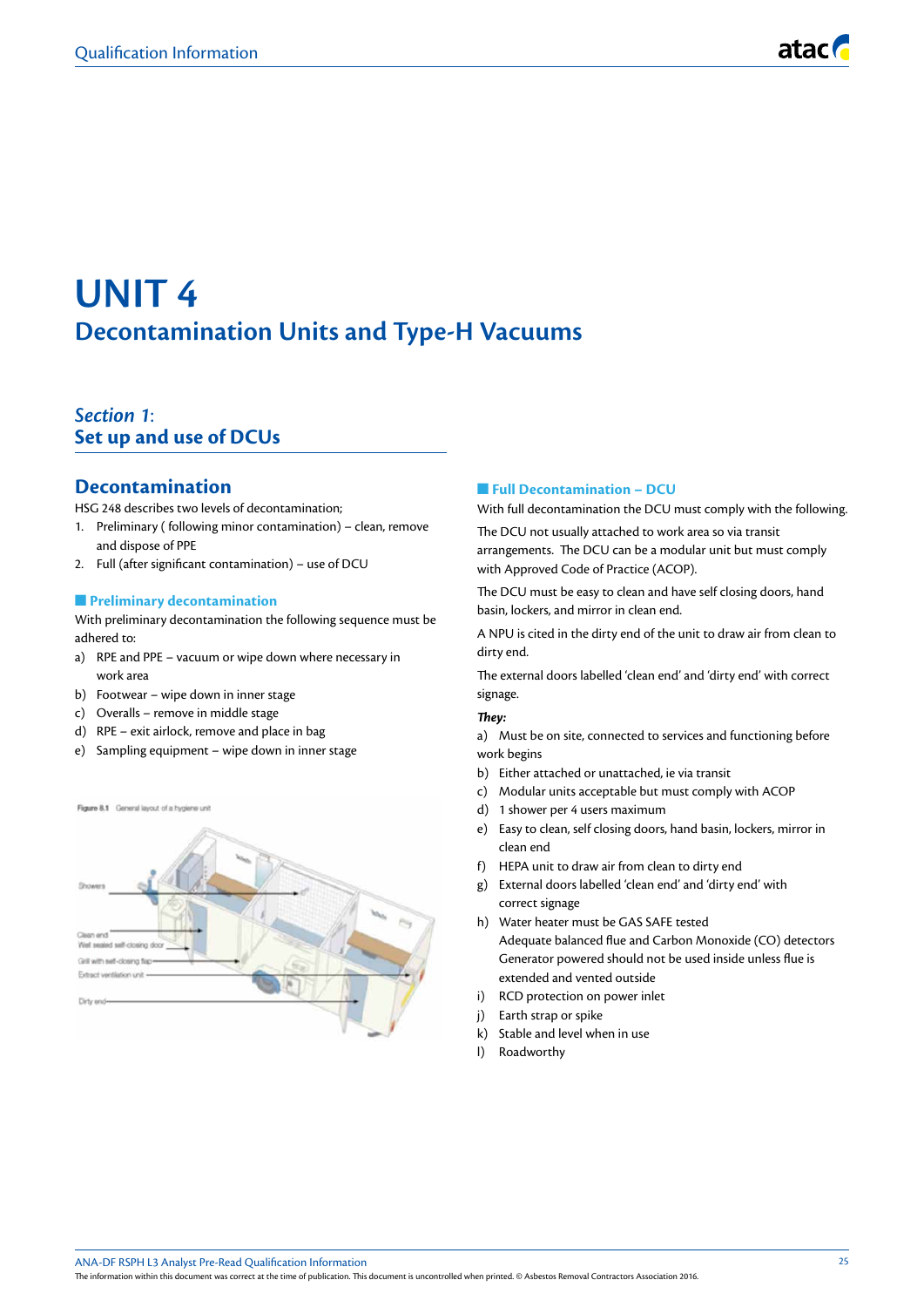# UNIT 4

## Decontamination Units and Type-H Vacuums

### *Section 1*: Set up and use of DCUs

### Decontamination

HSG 248 describes two levels of decontamination;

1. Preliminary ( following minor contamination) – clean, remove and dispose of PPE
2. Full (after significant contamination) – use of DCU

#### Preliminary decontamination

With preliminary decontamination the following sequence must be adhered to:

a) RPE and PPE – vacuum or wipe down where necessary in work area
b) Footwear – wipe down in inner stage
c) Overalls – remove in middle stage
d) RPE – exit airlock, remove and place in bag
e) Sampling equipment – wipe down in inner stage

Figure 8.1 General layout of a hygiene unit

Showers

Clean end

Wet sealed self-closing door

Grill with self-closing flap

Extract ventilation unit

Dirty end

#### Full Decontamination – DCU

With full decontamination the DCU must comply with the following.

The DCU not usually attached to work area so via transit arrangements. The DCU can be a modular unit but must comply with Approved Code of Practice (ACOP).

The DCU must be easy to clean and have self closing doors, hand basin, lockers, and mirror in clean end.

A NPU is cited in the dirty end of the unit to draw air from clean to dirty end.

The external doors labelled 'clean end' and 'dirty end' with correct signage.

***They:***

a) Must be on site, connected to services and functioning before work begins
b) Either attached or unattached, ie via transit
c) Modular units acceptable but must comply with ACOP
d) 1 shower per 4 users maximum
e) Easy to clean, self closing doors, hand basin, lockers, mirror in clean end
f) HEPA unit to draw air from clean to dirty end
g) External doors labelled 'clean end' and 'dirty end' with correct signage
h) Water heater must be GAS SAFE tested
   Adequate balanced flue and Carbon Monoxide (CO) detectors
   Generator powered should not be used inside unless flue is extended and vented outside
i) RCD protection on power inlet
j) Earth strap or spike
k) Stable and level when in use
l) Roadworthy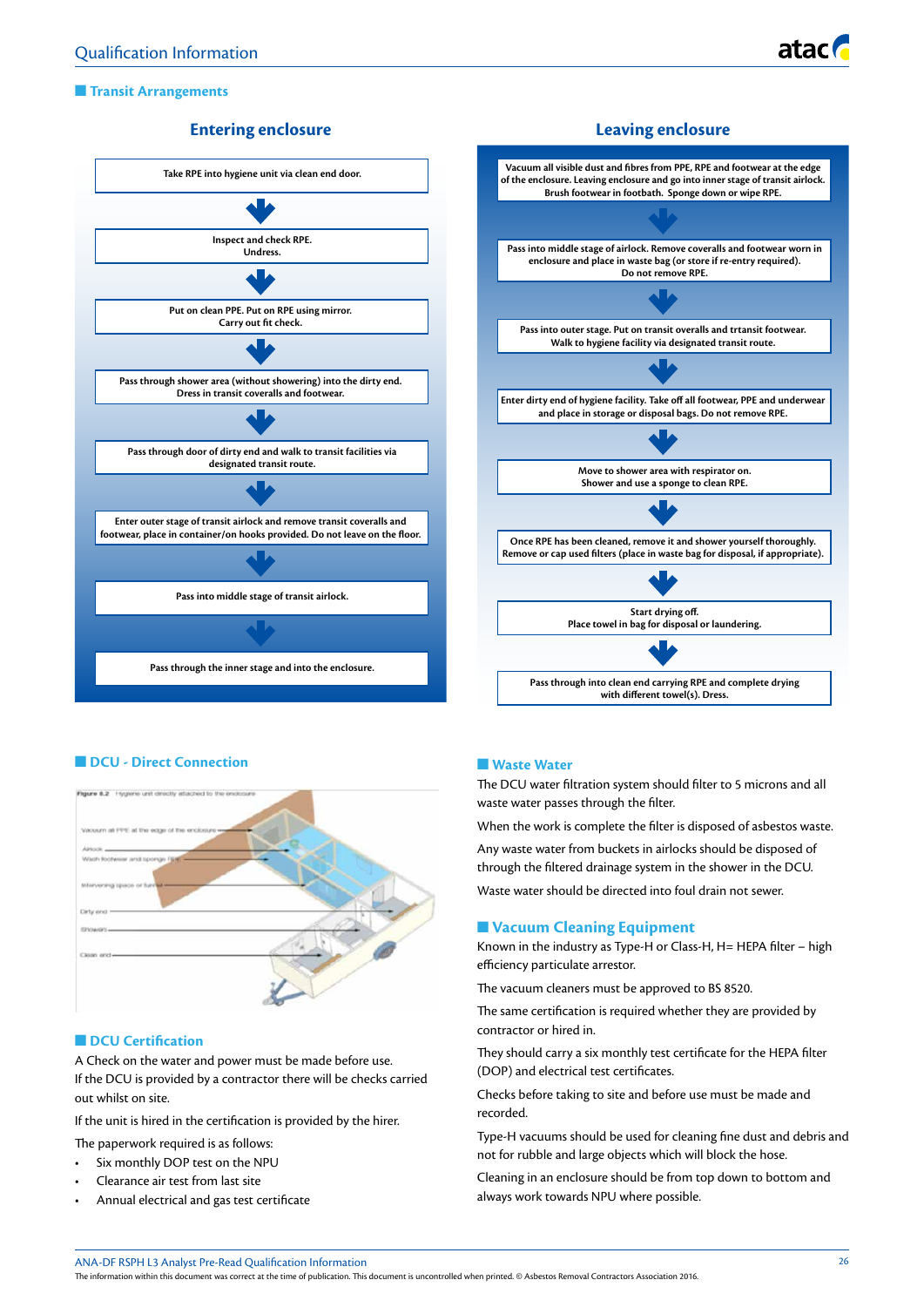## Transit Arrangements

### Entering enclosure

Take RPE into hygiene unit via clean end door.

↓

Inspect and check RPE.
Undress.

↓

Put on clean PPE. Put on RPE using mirror.
Carry out fit check.

↓

Pass through shower area (without showering) into the dirty end.
Dress in transit coveralls and footwear.

↓

Pass through door of dirty end and walk to transit facilities via designated transit route.

↓

Enter outer stage of transit airlock and remove transit coveralls and footwear, place in container/on hooks provided. Do not leave on the floor.

↓

Pass into middle stage of transit airlock.

↓

Pass through the inner stage and into the enclosure.

### Leaving enclosure

Vacuum all visible dust and fibres from PPE, RPE and footwear at the edge of the enclosure. Leaving enclosure and go into inner stage of transit airlock. Brush footwear in footbath. Sponge down or wipe RPE.

↓

Pass into middle stage of airlock. Remove coveralls and footwear worn in enclosure and place in waste bag (or store if re-entry required).
Do not remove RPE.

↓

Pass into outer stage. Put on transit overalls and trtansit footwear.
Walk to hygiene facility via designated transit route.

↓

Enter dirty end of hygiene facility. Take off all footwear, PPE and underwear and place in storage or disposal bags. Do not remove RPE.

↓

Move to shower area with respirator on.
Shower and use a sponge to clean RPE.

↓

Once RPE has been cleaned, remove it and shower yourself thoroughly.
Remove or cap used filters (place in waste bag for disposal, if appropriate).

↓

Start drying off.
Place towel in bag for disposal or laundering.

↓

Pass through into clean end carrying RPE and complete drying with different towel(s). Dress.

## DCU - Direct Connection

Figure 8.2 Hygiene unit directly attached to the enclosure

Vacuum all PPE at the edge of the enclosure
Airlock
Wash footwear and sponge RPE
Intervening space or tunnel
Dirty end
Showers
Clean end

## DCU Certification

A Check on the water and power must be made before use.
If the DCU is provided by a contractor there will be checks carried out whilst on site.

If the unit is hired in the certification is provided by the hirer.

The paperwork required is as follows:

- Six monthly DOP test on the NPU
- Clearance air test from last site
- Annual electrical and gas test certificate

## Waste Water

The DCU water filtration system should filter to 5 microns and all waste water passes through the filter.

When the work is complete the filter is disposed of asbestos waste.

Any waste water from buckets in airlocks should be disposed of through the filtered drainage system in the shower in the DCU.

Waste water should be directed into foul drain not sewer.

## Vacuum Cleaning Equipment

Known in the industry as Type-H or Class-H, H= HEPA filter – high efficiency particulate arrestor.

The vacuum cleaners must be approved to BS 8520.

The same certification is required whether they are provided by contractor or hired in.

They should carry a six monthly test certificate for the HEPA filter (DOP) and electrical test certificates.

Checks before taking to site and before use must be made and recorded.

Type-H vacuums should be used for cleaning fine dust and debris and not for rubble and large objects which will block the hose.

Cleaning in an enclosure should be from top down to bottom and always work towards NPU where possible.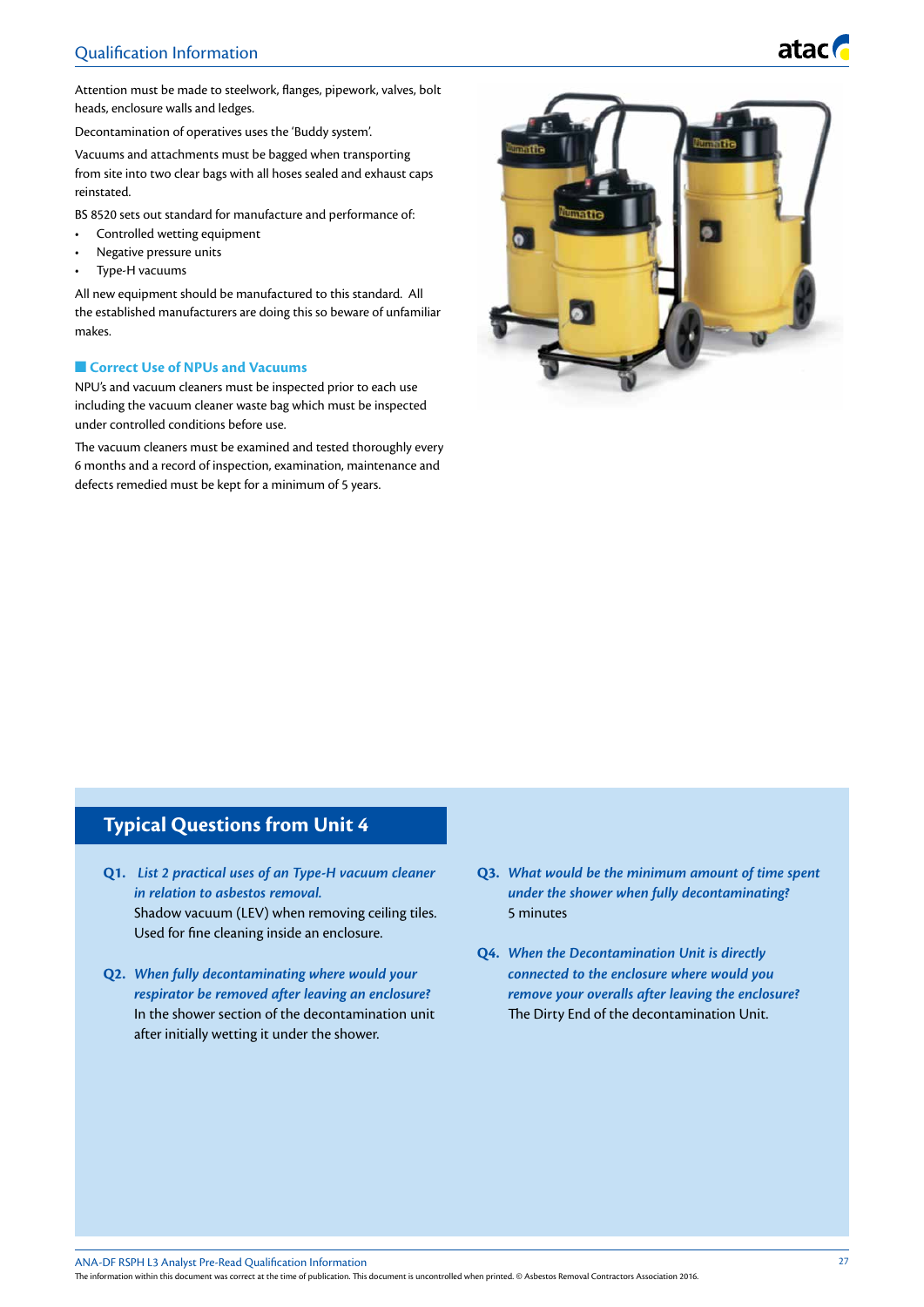Attention must be made to steelwork, flanges, pipework, valves, bolt heads, enclosure walls and ledges.

Decontamination of operatives uses the 'Buddy system'.

Vacuums and attachments must be bagged when transporting from site into two clear bags with all hoses sealed and exhaust caps reinstated.

BS 8520 sets out standard for manufacture and performance of:

- Controlled wetting equipment
- Negative pressure units
- Type-H vacuums

All new equipment should be manufactured to this standard. All the established manufacturers are doing this so beware of unfamiliar makes.

### Correct Use of NPUs and Vacuums

NPU's and vacuum cleaners must be inspected prior to each use including the vacuum cleaner waste bag which must be inspected under controlled conditions before use.

The vacuum cleaners must be examined and tested thoroughly every 6 months and a record of inspection, examination, maintenance and defects remedied must be kept for a minimum of 5 years.

## Typical Questions from Unit 4

**Q1.** ***List 2 practical uses of an Type-H vacuum cleaner in relation to asbestos removal.***
Shadow vacuum (LEV) when removing ceiling tiles.
Used for fine cleaning inside an enclosure.

**Q2.** ***When fully decontaminating where would your respirator be removed after leaving an enclosure?***
In the shower section of the decontamination unit after initially wetting it under the shower.

**Q3.** ***What would be the minimum amount of time spent under the shower when fully decontaminating?***
5 minutes

**Q4.** ***When the Decontamination Unit is directly connected to the enclosure where would you remove your overalls after leaving the enclosure?***
The Dirty End of the decontamination Unit.